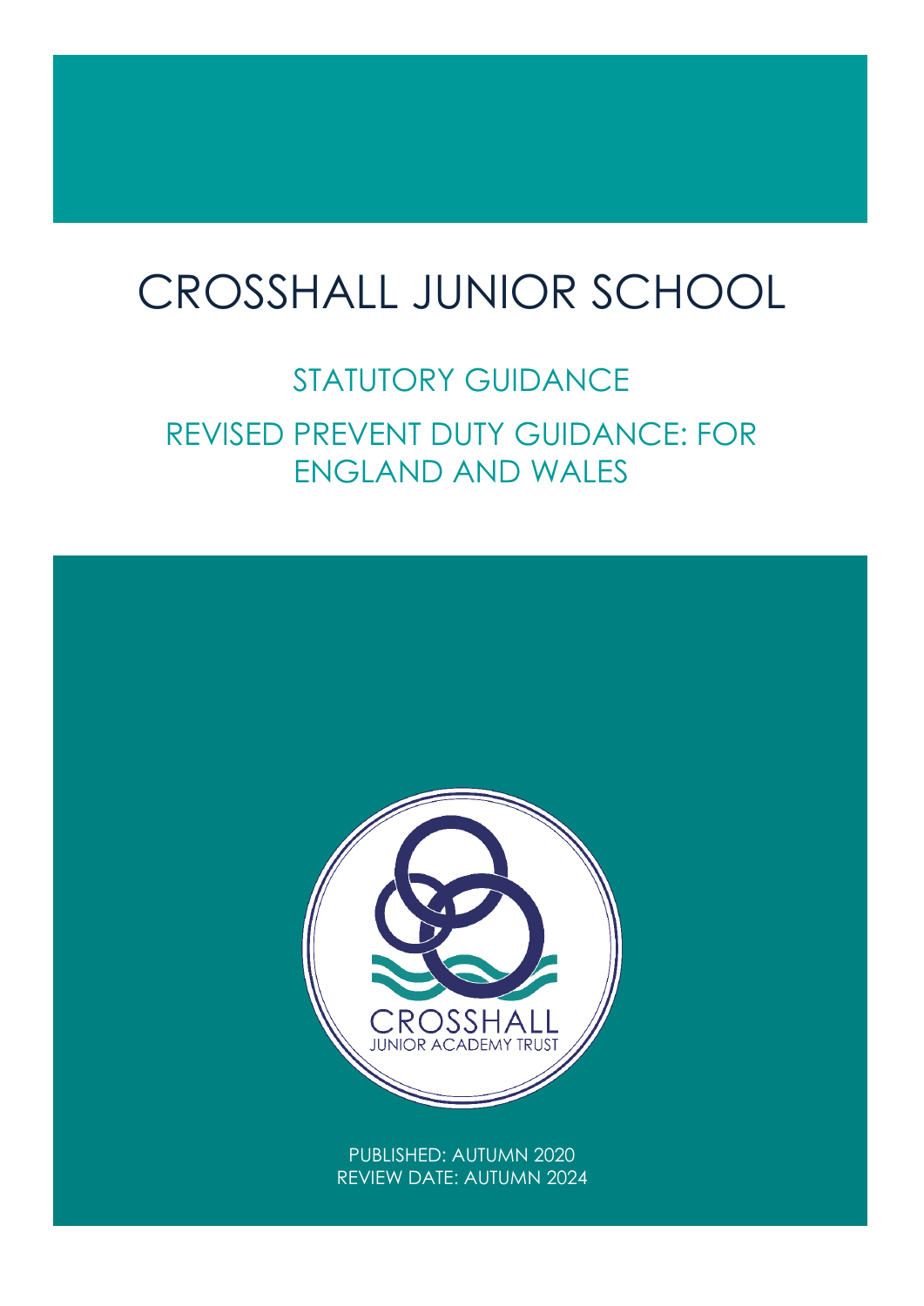# CROSSHALL JUNIOR SCHOOL

## STATUTORY GUIDANCE

## REVISED PREVENT DUTY GUIDANCE: FOR ENGLAND AND WALES

CROSSHALL
JUNIOR ACADEMY TRUST

PUBLISHED: AUTUMN 2020
REVIEW DATE: AUTUMN 2024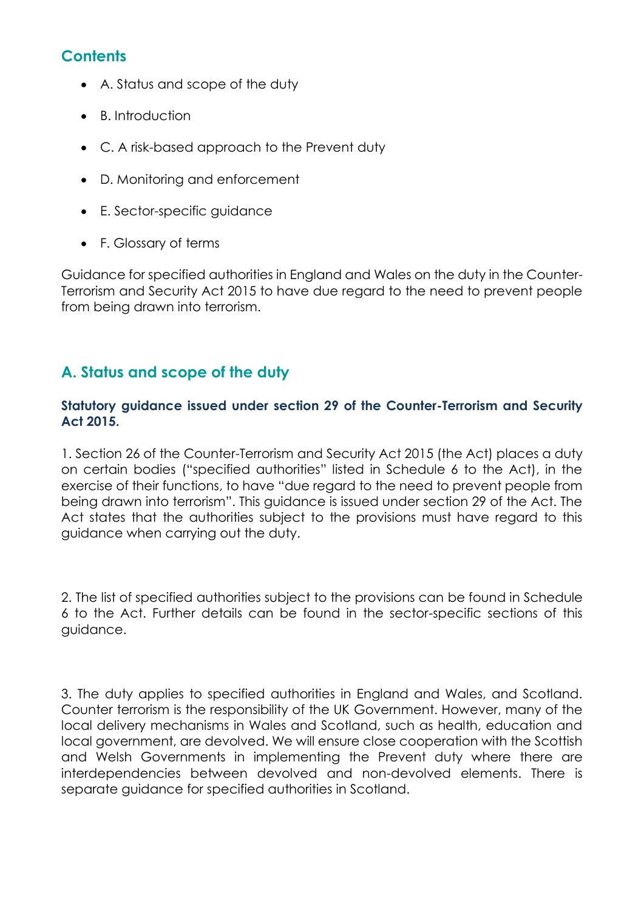## Contents

- A. Status and scope of the duty
- B. Introduction
- C. A risk-based approach to the Prevent duty
- D. Monitoring and enforcement
- E. Sector-specific guidance
- F. Glossary of terms

Guidance for specified authorities in England and Wales on the duty in the Counter-Terrorism and Security Act 2015 to have due regard to the need to prevent people from being drawn into terrorism.

## A. Status and scope of the duty

**Statutory guidance issued under section 29 of the Counter-Terrorism and Security Act 2015.**

1. Section 26 of the Counter-Terrorism and Security Act 2015 (the Act) places a duty on certain bodies ("specified authorities" listed in Schedule 6 to the Act), in the exercise of their functions, to have "due regard to the need to prevent people from being drawn into terrorism". This guidance is issued under section 29 of the Act. The Act states that the authorities subject to the provisions must have regard to this guidance when carrying out the duty.

2. The list of specified authorities subject to the provisions can be found in Schedule 6 to the Act. Further details can be found in the sector-specific sections of this guidance.

3. The duty applies to specified authorities in England and Wales, and Scotland. Counter terrorism is the responsibility of the UK Government. However, many of the local delivery mechanisms in Wales and Scotland, such as health, education and local government, are devolved. We will ensure close cooperation with the Scottish and Welsh Governments in implementing the Prevent duty where there are interdependencies between devolved and non-devolved elements. There is separate guidance for specified authorities in Scotland.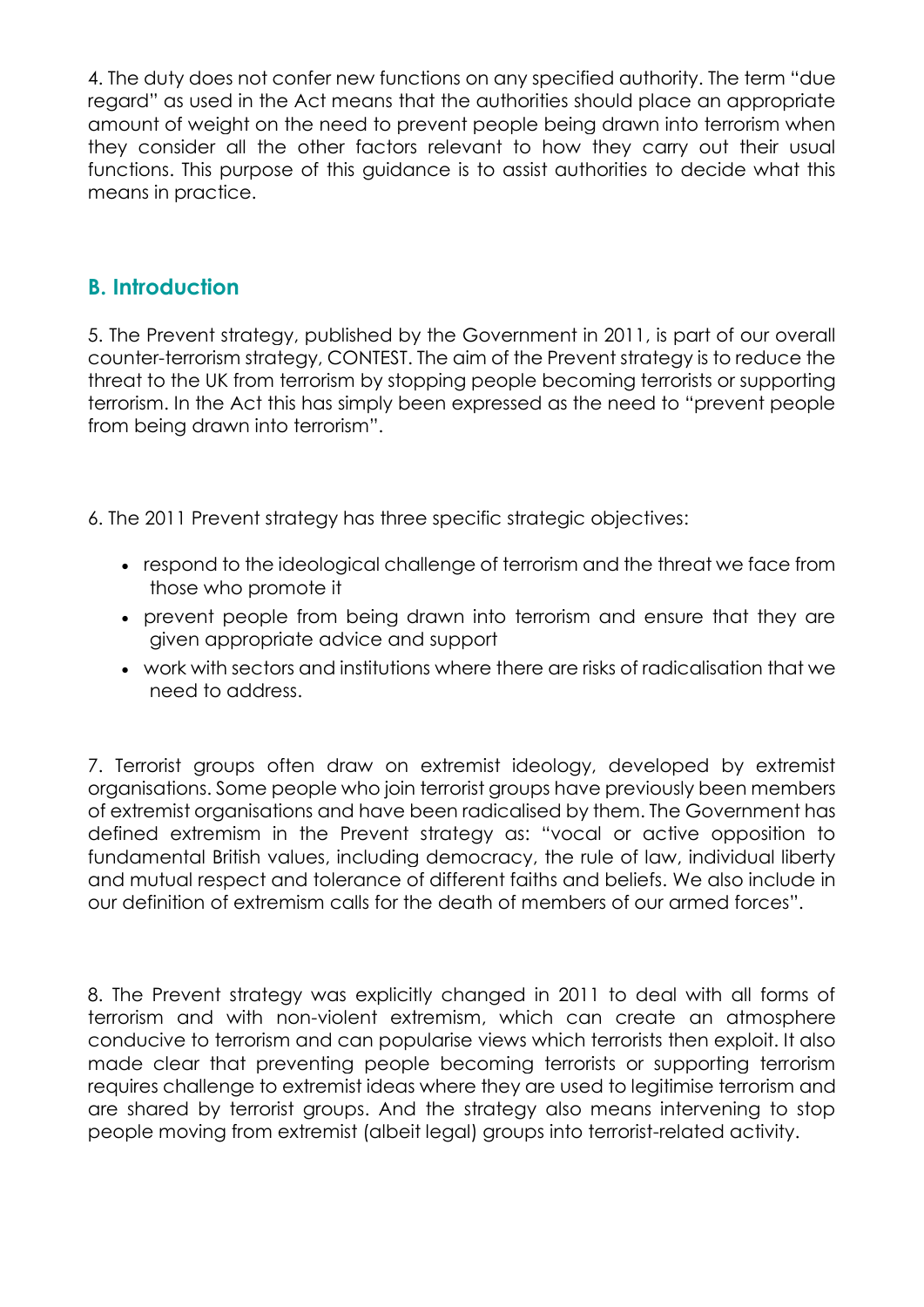4. The duty does not confer new functions on any specified authority. The term "due regard" as used in the Act means that the authorities should place an appropriate amount of weight on the need to prevent people being drawn into terrorism when they consider all the other factors relevant to how they carry out their usual functions. This purpose of this guidance is to assist authorities to decide what this means in practice.

## B. Introduction

5. The Prevent strategy, published by the Government in 2011, is part of our overall counter-terrorism strategy, CONTEST. The aim of the Prevent strategy is to reduce the threat to the UK from terrorism by stopping people becoming terrorists or supporting terrorism. In the Act this has simply been expressed as the need to "prevent people from being drawn into terrorism".

6. The 2011 Prevent strategy has three specific strategic objectives:

- respond to the ideological challenge of terrorism and the threat we face from those who promote it
- prevent people from being drawn into terrorism and ensure that they are given appropriate advice and support
- work with sectors and institutions where there are risks of radicalisation that we need to address.

7. Terrorist groups often draw on extremist ideology, developed by extremist organisations. Some people who join terrorist groups have previously been members of extremist organisations and have been radicalised by them. The Government has defined extremism in the Prevent strategy as: "vocal or active opposition to fundamental British values, including democracy, the rule of law, individual liberty and mutual respect and tolerance of different faiths and beliefs. We also include in our definition of extremism calls for the death of members of our armed forces".

8. The Prevent strategy was explicitly changed in 2011 to deal with all forms of terrorism and with non-violent extremism, which can create an atmosphere conducive to terrorism and can popularise views which terrorists then exploit. It also made clear that preventing people becoming terrorists or supporting terrorism requires challenge to extremist ideas where they are used to legitimise terrorism and are shared by terrorist groups. And the strategy also means intervening to stop people moving from extremist (albeit legal) groups into terrorist-related activity.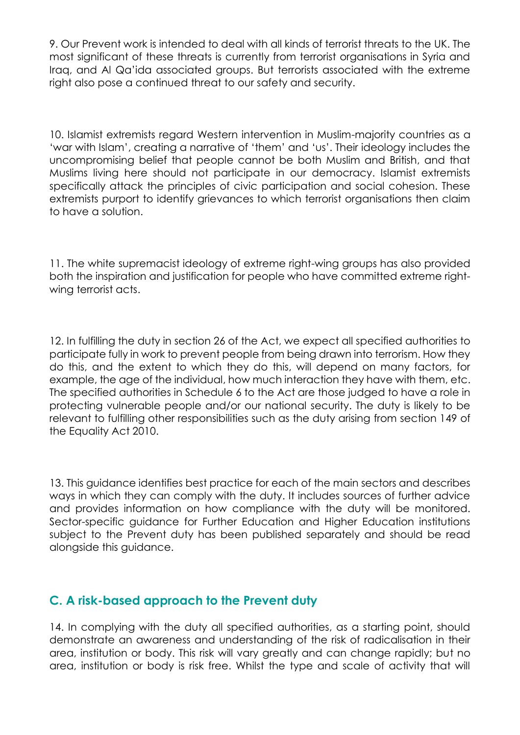9. Our Prevent work is intended to deal with all kinds of terrorist threats to the UK. The most significant of these threats is currently from terrorist organisations in Syria and Iraq, and Al Qa'ida associated groups. But terrorists associated with the extreme right also pose a continued threat to our safety and security.

10. Islamist extremists regard Western intervention in Muslim-majority countries as a 'war with Islam', creating a narrative of 'them' and 'us'. Their ideology includes the uncompromising belief that people cannot be both Muslim and British, and that Muslims living here should not participate in our democracy. Islamist extremists specifically attack the principles of civic participation and social cohesion. These extremists purport to identify grievances to which terrorist organisations then claim to have a solution.

11. The white supremacist ideology of extreme right-wing groups has also provided both the inspiration and justification for people who have committed extreme right-wing terrorist acts.

12. In fulfilling the duty in section 26 of the Act, we expect all specified authorities to participate fully in work to prevent people from being drawn into terrorism. How they do this, and the extent to which they do this, will depend on many factors, for example, the age of the individual, how much interaction they have with them, etc. The specified authorities in Schedule 6 to the Act are those judged to have a role in protecting vulnerable people and/or our national security. The duty is likely to be relevant to fulfilling other responsibilities such as the duty arising from section 149 of the Equality Act 2010.

13. This guidance identifies best practice for each of the main sectors and describes ways in which they can comply with the duty. It includes sources of further advice and provides information on how compliance with the duty will be monitored. Sector-specific guidance for Further Education and Higher Education institutions subject to the Prevent duty has been published separately and should be read alongside this guidance.

## C. A risk-based approach to the Prevent duty

14. In complying with the duty all specified authorities, as a starting point, should demonstrate an awareness and understanding of the risk of radicalisation in their area, institution or body. This risk will vary greatly and can change rapidly; but no area, institution or body is risk free. Whilst the type and scale of activity that will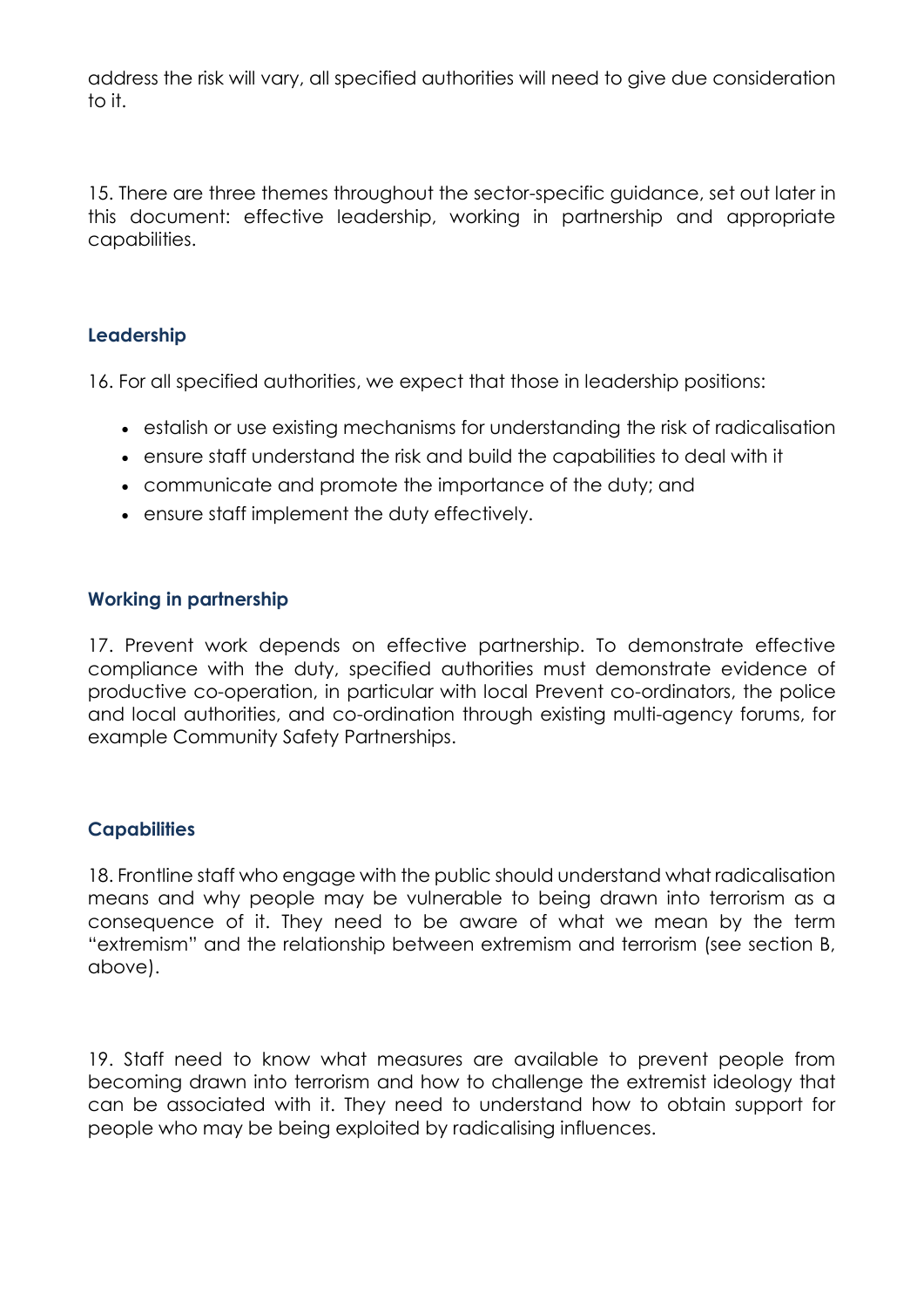address the risk will vary, all specified authorities will need to give due consideration to it.

15. There are three themes throughout the sector-specific guidance, set out later in this document: effective leadership, working in partnership and appropriate capabilities.

### Leadership

16. For all specified authorities, we expect that those in leadership positions:

- estalish or use existing mechanisms for understanding the risk of radicalisation
- ensure staff understand the risk and build the capabilities to deal with it
- communicate and promote the importance of the duty; and
- ensure staff implement the duty effectively.

### Working in partnership

17. Prevent work depends on effective partnership. To demonstrate effective compliance with the duty, specified authorities must demonstrate evidence of productive co-operation, in particular with local Prevent co-ordinators, the police and local authorities, and co-ordination through existing multi-agency forums, for example Community Safety Partnerships.

### Capabilities

18. Frontline staff who engage with the public should understand what radicalisation means and why people may be vulnerable to being drawn into terrorism as a consequence of it. They need to be aware of what we mean by the term "extremism" and the relationship between extremism and terrorism (see section B, above).

19. Staff need to know what measures are available to prevent people from becoming drawn into terrorism and how to challenge the extremist ideology that can be associated with it. They need to understand how to obtain support for people who may be being exploited by radicalising influences.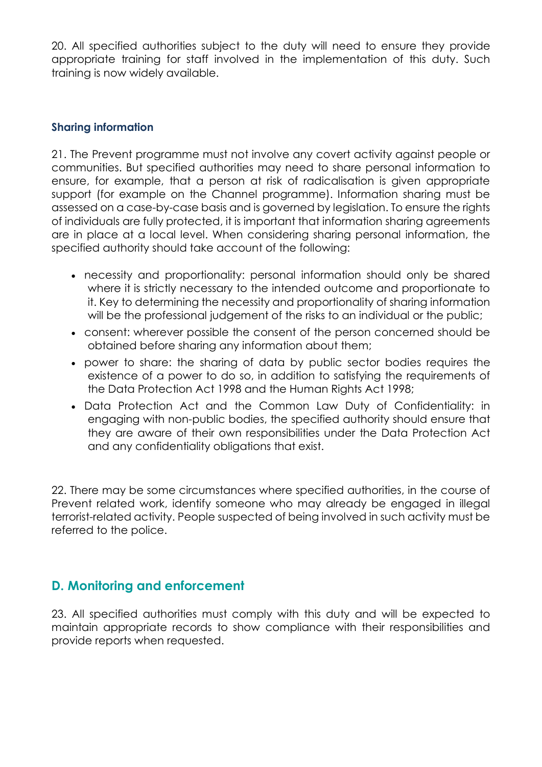20. All specified authorities subject to the duty will need to ensure they provide appropriate training for staff involved in the implementation of this duty. Such training is now widely available.

### Sharing information

21. The Prevent programme must not involve any covert activity against people or communities. But specified authorities may need to share personal information to ensure, for example, that a person at risk of radicalisation is given appropriate support (for example on the Channel programme). Information sharing must be assessed on a case-by-case basis and is governed by legislation. To ensure the rights of individuals are fully protected, it is important that information sharing agreements are in place at a local level. When considering sharing personal information, the specified authority should take account of the following:

- necessity and proportionality: personal information should only be shared where it is strictly necessary to the intended outcome and proportionate to it. Key to determining the necessity and proportionality of sharing information will be the professional judgement of the risks to an individual or the public;
- consent: wherever possible the consent of the person concerned should be obtained before sharing any information about them;
- power to share: the sharing of data by public sector bodies requires the existence of a power to do so, in addition to satisfying the requirements of the Data Protection Act 1998 and the Human Rights Act 1998;
- Data Protection Act and the Common Law Duty of Confidentiality: in engaging with non-public bodies, the specified authority should ensure that they are aware of their own responsibilities under the Data Protection Act and any confidentiality obligations that exist.

22. There may be some circumstances where specified authorities, in the course of Prevent related work, identify someone who may already be engaged in illegal terrorist-related activity. People suspected of being involved in such activity must be referred to the police.

## D. Monitoring and enforcement

23. All specified authorities must comply with this duty and will be expected to maintain appropriate records to show compliance with their responsibilities and provide reports when requested.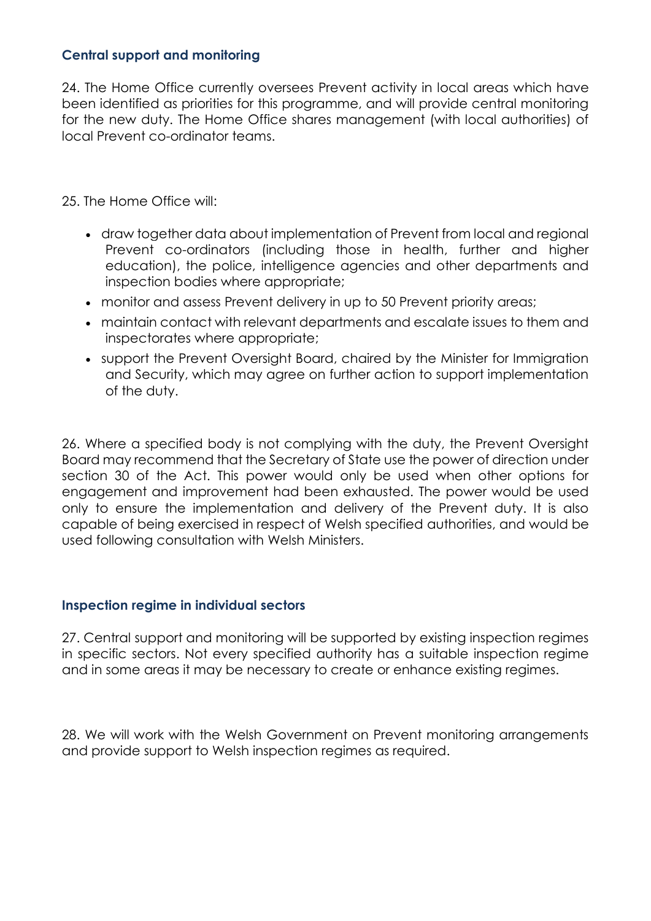### Central support and monitoring

24. The Home Office currently oversees Prevent activity in local areas which have been identified as priorities for this programme, and will provide central monitoring for the new duty. The Home Office shares management (with local authorities) of local Prevent co-ordinator teams.

25. The Home Office will:

- draw together data about implementation of Prevent from local and regional Prevent co-ordinators (including those in health, further and higher education), the police, intelligence agencies and other departments and inspection bodies where appropriate;
- monitor and assess Prevent delivery in up to 50 Prevent priority areas;
- maintain contact with relevant departments and escalate issues to them and inspectorates where appropriate;
- support the Prevent Oversight Board, chaired by the Minister for Immigration and Security, which may agree on further action to support implementation of the duty.

26. Where a specified body is not complying with the duty, the Prevent Oversight Board may recommend that the Secretary of State use the power of direction under section 30 of the Act. This power would only be used when other options for engagement and improvement had been exhausted. The power would be used only to ensure the implementation and delivery of the Prevent duty. It is also capable of being exercised in respect of Welsh specified authorities, and would be used following consultation with Welsh Ministers.

### Inspection regime in individual sectors

27. Central support and monitoring will be supported by existing inspection regimes in specific sectors. Not every specified authority has a suitable inspection regime and in some areas it may be necessary to create or enhance existing regimes.

28. We will work with the Welsh Government on Prevent monitoring arrangements and provide support to Welsh inspection regimes as required.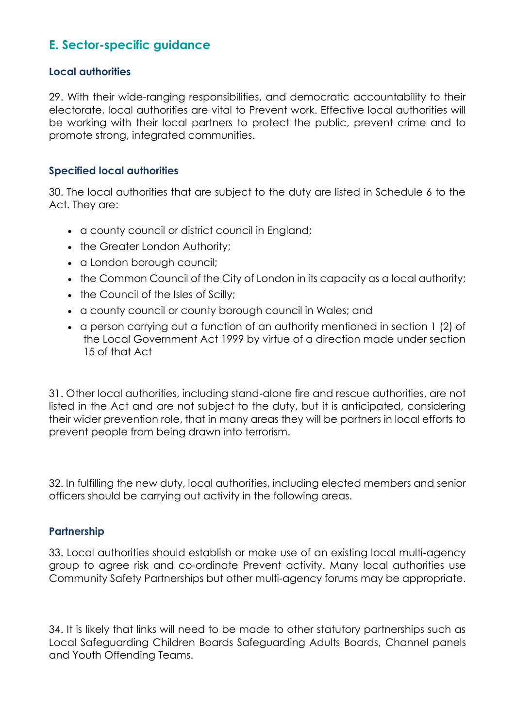## E. Sector-specific guidance

### Local authorities

29. With their wide-ranging responsibilities, and democratic accountability to their electorate, local authorities are vital to Prevent work. Effective local authorities will be working with their local partners to protect the public, prevent crime and to promote strong, integrated communities.

### Specified local authorities

30. The local authorities that are subject to the duty are listed in Schedule 6 to the Act. They are:

- a county council or district council in England;
- the Greater London Authority;
- a London borough council;
- the Common Council of the City of London in its capacity as a local authority;
- the Council of the Isles of Scilly;
- a county council or county borough council in Wales; and
- a person carrying out a function of an authority mentioned in section 1 (2) of the Local Government Act 1999 by virtue of a direction made under section 15 of that Act

31. Other local authorities, including stand-alone fire and rescue authorities, are not listed in the Act and are not subject to the duty, but it is anticipated, considering their wider prevention role, that in many areas they will be partners in local efforts to prevent people from being drawn into terrorism.

32. In fulfilling the new duty, local authorities, including elected members and senior officers should be carrying out activity in the following areas.

### Partnership

33. Local authorities should establish or make use of an existing local multi-agency group to agree risk and co-ordinate Prevent activity. Many local authorities use Community Safety Partnerships but other multi-agency forums may be appropriate.

34. It is likely that links will need to be made to other statutory partnerships such as Local Safeguarding Children Boards Safeguarding Adults Boards, Channel panels and Youth Offending Teams.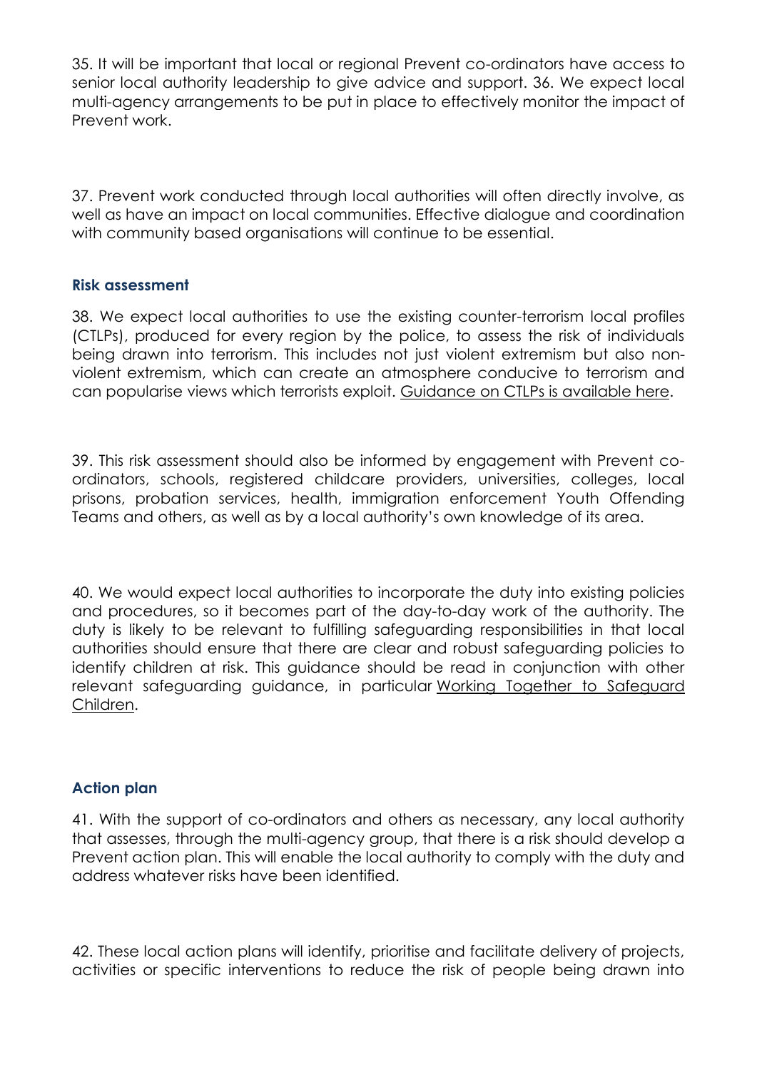35. It will be important that local or regional Prevent co-ordinators have access to senior local authority leadership to give advice and support. 36. We expect local multi-agency arrangements to be put in place to effectively monitor the impact of Prevent work.

37. Prevent work conducted through local authorities will often directly involve, as well as have an impact on local communities. Effective dialogue and coordination with community based organisations will continue to be essential.

### Risk assessment

38. We expect local authorities to use the existing counter-terrorism local profiles (CTLPs), produced for every region by the police, to assess the risk of individuals being drawn into terrorism. This includes not just violent extremism but also non-violent extremism, which can create an atmosphere conducive to terrorism and can popularise views which terrorists exploit. Guidance on CTLPs is available here.

39. This risk assessment should also be informed by engagement with Prevent co-ordinators, schools, registered childcare providers, universities, colleges, local prisons, probation services, health, immigration enforcement Youth Offending Teams and others, as well as by a local authority's own knowledge of its area.

40. We would expect local authorities to incorporate the duty into existing policies and procedures, so it becomes part of the day-to-day work of the authority. The duty is likely to be relevant to fulfilling safeguarding responsibilities in that local authorities should ensure that there are clear and robust safeguarding policies to identify children at risk. This guidance should be read in conjunction with other relevant safeguarding guidance, in particular Working Together to Safeguard Children.

### Action plan

41. With the support of co-ordinators and others as necessary, any local authority that assesses, through the multi-agency group, that there is a risk should develop a Prevent action plan. This will enable the local authority to comply with the duty and address whatever risks have been identified.

42. These local action plans will identify, prioritise and facilitate delivery of projects, activities or specific interventions to reduce the risk of people being drawn into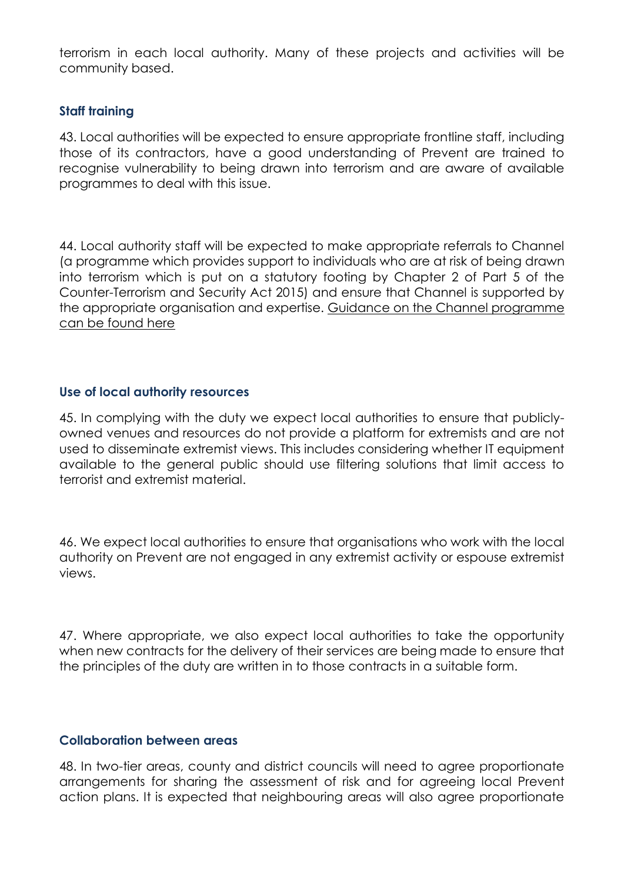terrorism in each local authority. Many of these projects and activities will be community based.

### Staff training

43. Local authorities will be expected to ensure appropriate frontline staff, including those of its contractors, have a good understanding of Prevent are trained to recognise vulnerability to being drawn into terrorism and are aware of available programmes to deal with this issue.

44. Local authority staff will be expected to make appropriate referrals to Channel (a programme which provides support to individuals who are at risk of being drawn into terrorism which is put on a statutory footing by Chapter 2 of Part 5 of the Counter-Terrorism and Security Act 2015) and ensure that Channel is supported by the appropriate organisation and expertise. Guidance on the Channel programme can be found here

### Use of local authority resources

45. In complying with the duty we expect local authorities to ensure that publicly-owned venues and resources do not provide a platform for extremists and are not used to disseminate extremist views. This includes considering whether IT equipment available to the general public should use filtering solutions that limit access to terrorist and extremist material.

46. We expect local authorities to ensure that organisations who work with the local authority on Prevent are not engaged in any extremist activity or espouse extremist views.

47. Where appropriate, we also expect local authorities to take the opportunity when new contracts for the delivery of their services are being made to ensure that the principles of the duty are written in to those contracts in a suitable form.

### Collaboration between areas

48. In two-tier areas, county and district councils will need to agree proportionate arrangements for sharing the assessment of risk and for agreeing local Prevent action plans. It is expected that neighbouring areas will also agree proportionate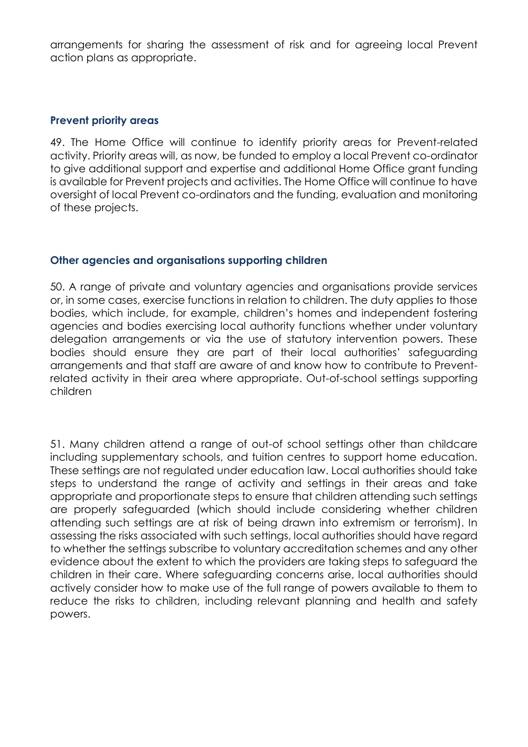arrangements for sharing the assessment of risk and for agreeing local Prevent action plans as appropriate.

### Prevent priority areas

49. The Home Office will continue to identify priority areas for Prevent-related activity. Priority areas will, as now, be funded to employ a local Prevent co-ordinator to give additional support and expertise and additional Home Office grant funding is available for Prevent projects and activities. The Home Office will continue to have oversight of local Prevent co-ordinators and the funding, evaluation and monitoring of these projects.

### Other agencies and organisations supporting children

50. A range of private and voluntary agencies and organisations provide services or, in some cases, exercise functions in relation to children. The duty applies to those bodies, which include, for example, children's homes and independent fostering agencies and bodies exercising local authority functions whether under voluntary delegation arrangements or via the use of statutory intervention powers. These bodies should ensure they are part of their local authorities' safeguarding arrangements and that staff are aware of and know how to contribute to Prevent-related activity in their area where appropriate. Out-of-school settings supporting children

51. Many children attend a range of out-of school settings other than childcare including supplementary schools, and tuition centres to support home education. These settings are not regulated under education law. Local authorities should take steps to understand the range of activity and settings in their areas and take appropriate and proportionate steps to ensure that children attending such settings are properly safeguarded (which should include considering whether children attending such settings are at risk of being drawn into extremism or terrorism). In assessing the risks associated with such settings, local authorities should have regard to whether the settings subscribe to voluntary accreditation schemes and any other evidence about the extent to which the providers are taking steps to safeguard the children in their care. Where safeguarding concerns arise, local authorities should actively consider how to make use of the full range of powers available to them to reduce the risks to children, including relevant planning and health and safety powers.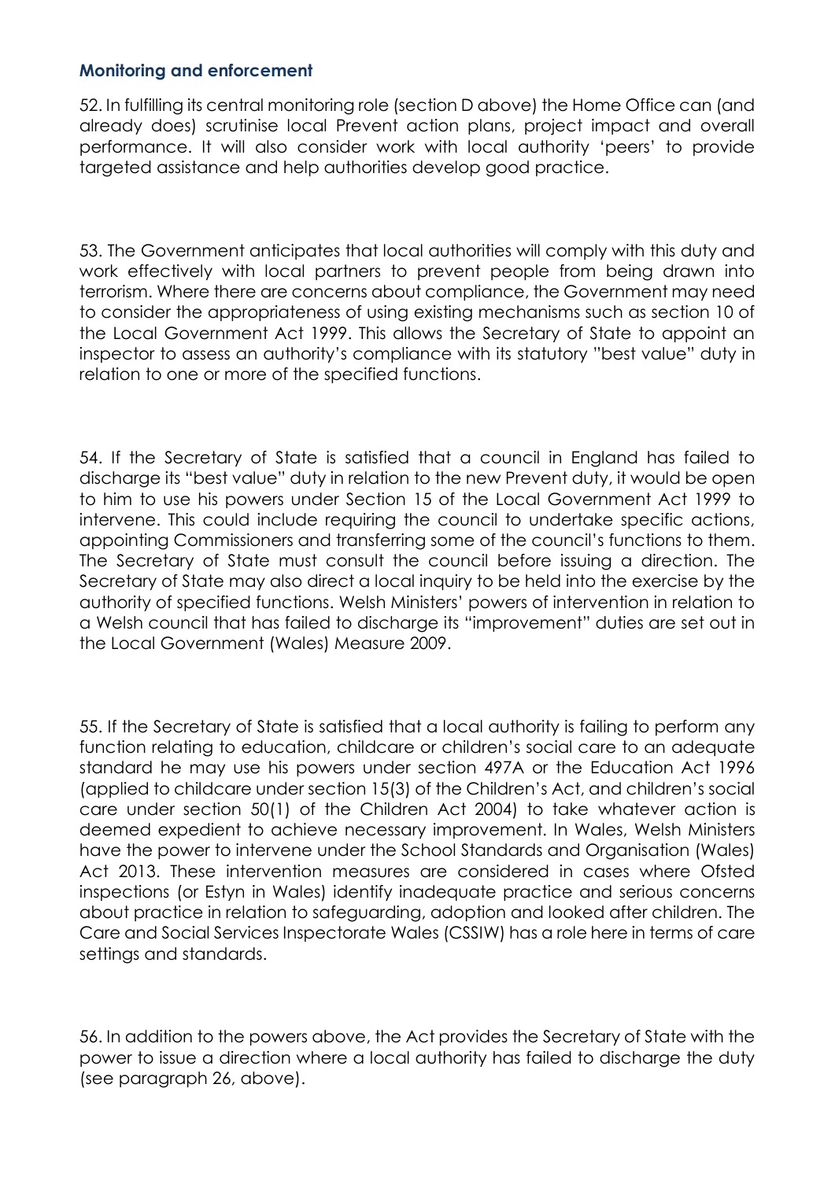### Monitoring and enforcement

52. In fulfilling its central monitoring role (section D above) the Home Office can (and already does) scrutinise local Prevent action plans, project impact and overall performance. It will also consider work with local authority 'peers' to provide targeted assistance and help authorities develop good practice.

53. The Government anticipates that local authorities will comply with this duty and work effectively with local partners to prevent people from being drawn into terrorism. Where there are concerns about compliance, the Government may need to consider the appropriateness of using existing mechanisms such as section 10 of the Local Government Act 1999. This allows the Secretary of State to appoint an inspector to assess an authority's compliance with its statutory "best value" duty in relation to one or more of the specified functions.

54. If the Secretary of State is satisfied that a council in England has failed to discharge its "best value" duty in relation to the new Prevent duty, it would be open to him to use his powers under Section 15 of the Local Government Act 1999 to intervene. This could include requiring the council to undertake specific actions, appointing Commissioners and transferring some of the council's functions to them. The Secretary of State must consult the council before issuing a direction. The Secretary of State may also direct a local inquiry to be held into the exercise by the authority of specified functions. Welsh Ministers' powers of intervention in relation to a Welsh council that has failed to discharge its "improvement" duties are set out in the Local Government (Wales) Measure 2009.

55. If the Secretary of State is satisfied that a local authority is failing to perform any function relating to education, childcare or children's social care to an adequate standard he may use his powers under section 497A or the Education Act 1996 (applied to childcare under section 15(3) of the Children's Act, and children's social care under section 50(1) of the Children Act 2004) to take whatever action is deemed expedient to achieve necessary improvement. In Wales, Welsh Ministers have the power to intervene under the School Standards and Organisation (Wales) Act 2013. These intervention measures are considered in cases where Ofsted inspections (or Estyn in Wales) identify inadequate practice and serious concerns about practice in relation to safeguarding, adoption and looked after children. The Care and Social Services Inspectorate Wales (CSSIW) has a role here in terms of care settings and standards.

56. In addition to the powers above, the Act provides the Secretary of State with the power to issue a direction where a local authority has failed to discharge the duty (see paragraph 26, above).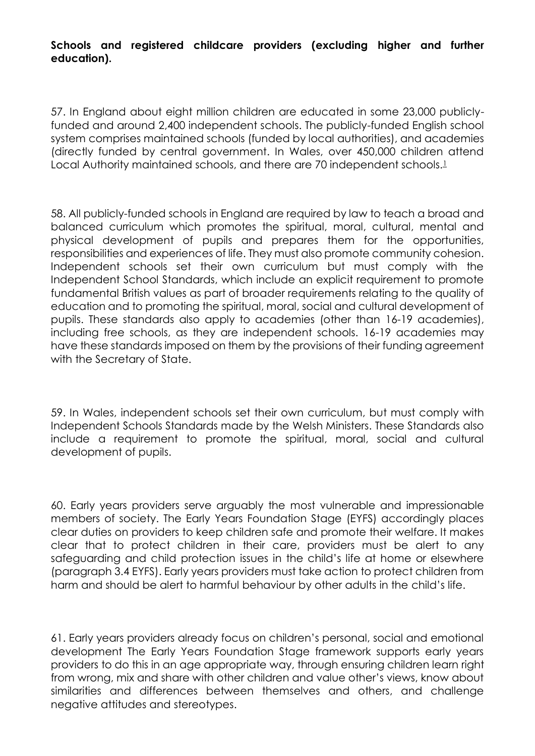**Schools and registered childcare providers (excluding higher and further education).**

57. In England about eight million children are educated in some 23,000 publicly-funded and around 2,400 independent schools. The publicly-funded English school system comprises maintained schools (funded by local authorities), and academies (directly funded by central government. In Wales, over 450,000 children attend Local Authority maintained schools, and there are 70 independent schools.[1]

58. All publicly-funded schools in England are required by law to teach a broad and balanced curriculum which promotes the spiritual, moral, cultural, mental and physical development of pupils and prepares them for the opportunities, responsibilities and experiences of life. They must also promote community cohesion. Independent schools set their own curriculum but must comply with the Independent School Standards, which include an explicit requirement to promote fundamental British values as part of broader requirements relating to the quality of education and to promoting the spiritual, moral, social and cultural development of pupils. These standards also apply to academies (other than 16-19 academies), including free schools, as they are independent schools. 16-19 academies may have these standards imposed on them by the provisions of their funding agreement with the Secretary of State.

59. In Wales, independent schools set their own curriculum, but must comply with Independent Schools Standards made by the Welsh Ministers. These Standards also include a requirement to promote the spiritual, moral, social and cultural development of pupils.

60. Early years providers serve arguably the most vulnerable and impressionable members of society. The Early Years Foundation Stage (EYFS) accordingly places clear duties on providers to keep children safe and promote their welfare. It makes clear that to protect children in their care, providers must be alert to any safeguarding and child protection issues in the child's life at home or elsewhere (paragraph 3.4 EYFS). Early years providers must take action to protect children from harm and should be alert to harmful behaviour by other adults in the child's life.

61. Early years providers already focus on children's personal, social and emotional development The Early Years Foundation Stage framework supports early years providers to do this in an age appropriate way, through ensuring children learn right from wrong, mix and share with other children and value other's views, know about similarities and differences between themselves and others, and challenge negative attitudes and stereotypes.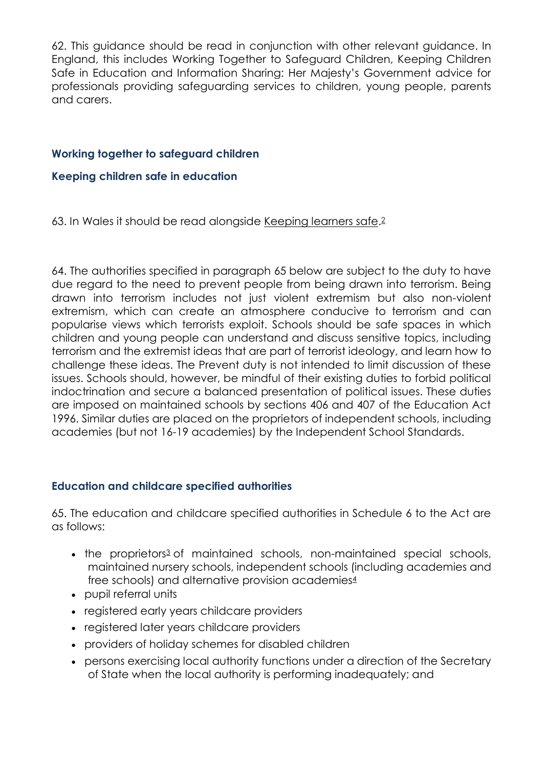62. This guidance should be read in conjunction with other relevant guidance. In England, this includes Working Together to Safeguard Children, Keeping Children Safe in Education and Information Sharing: Her Majesty's Government advice for professionals providing safeguarding services to children, young people, parents and carers.

### Working together to safeguard children

### Keeping children safe in education

63. In Wales it should be read alongside Keeping learners safe.[2]

64. The authorities specified in paragraph 65 below are subject to the duty to have due regard to the need to prevent people from being drawn into terrorism. Being drawn into terrorism includes not just violent extremism but also non-violent extremism, which can create an atmosphere conducive to terrorism and can popularise views which terrorists exploit. Schools should be safe spaces in which children and young people can understand and discuss sensitive topics, including terrorism and the extremist ideas that are part of terrorist ideology, and learn how to challenge these ideas. The Prevent duty is not intended to limit discussion of these issues. Schools should, however, be mindful of their existing duties to forbid political indoctrination and secure a balanced presentation of political issues. These duties are imposed on maintained schools by sections 406 and 407 of the Education Act 1996. Similar duties are placed on the proprietors of independent schools, including academies (but not 16-19 academies) by the Independent School Standards.

### Education and childcare specified authorities

65. The education and childcare specified authorities in Schedule 6 to the Act are as follows:

- the proprietors[3] of maintained schools, non-maintained special schools, maintained nursery schools, independent schools (including academies and free schools) and alternative provision academies[4]
- pupil referral units
- registered early years childcare providers
- registered later years childcare providers
- providers of holiday schemes for disabled children
- persons exercising local authority functions under a direction of the Secretary of State when the local authority is performing inadequately; and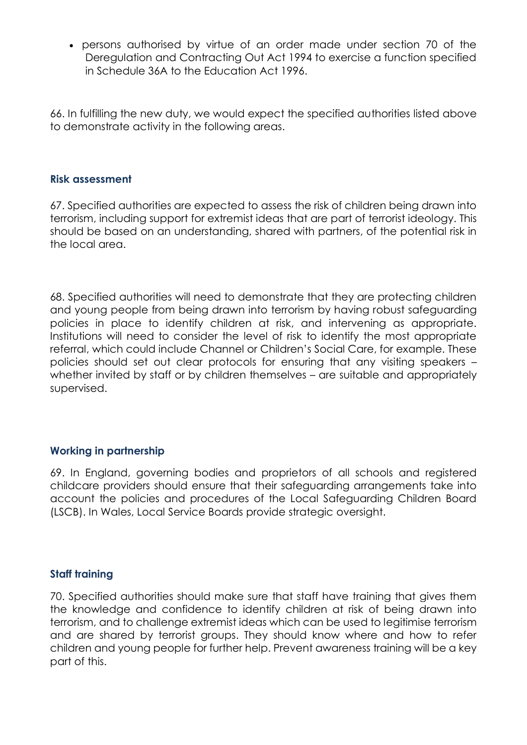- persons authorised by virtue of an order made under section 70 of the Deregulation and Contracting Out Act 1994 to exercise a function specified in Schedule 36A to the Education Act 1996.

66. In fulfilling the new duty, we would expect the specified authorities listed above to demonstrate activity in the following areas.

### Risk assessment

67. Specified authorities are expected to assess the risk of children being drawn into terrorism, including support for extremist ideas that are part of terrorist ideology. This should be based on an understanding, shared with partners, of the potential risk in the local area.

68. Specified authorities will need to demonstrate that they are protecting children and young people from being drawn into terrorism by having robust safeguarding policies in place to identify children at risk, and intervening as appropriate. Institutions will need to consider the level of risk to identify the most appropriate referral, which could include Channel or Children's Social Care, for example. These policies should set out clear protocols for ensuring that any visiting speakers – whether invited by staff or by children themselves – are suitable and appropriately supervised.

### Working in partnership

69. In England, governing bodies and proprietors of all schools and registered childcare providers should ensure that their safeguarding arrangements take into account the policies and procedures of the Local Safeguarding Children Board (LSCB). In Wales, Local Service Boards provide strategic oversight.

### Staff training

70. Specified authorities should make sure that staff have training that gives them the knowledge and confidence to identify children at risk of being drawn into terrorism, and to challenge extremist ideas which can be used to legitimise terrorism and are shared by terrorist groups. They should know where and how to refer children and young people for further help. Prevent awareness training will be a key part of this.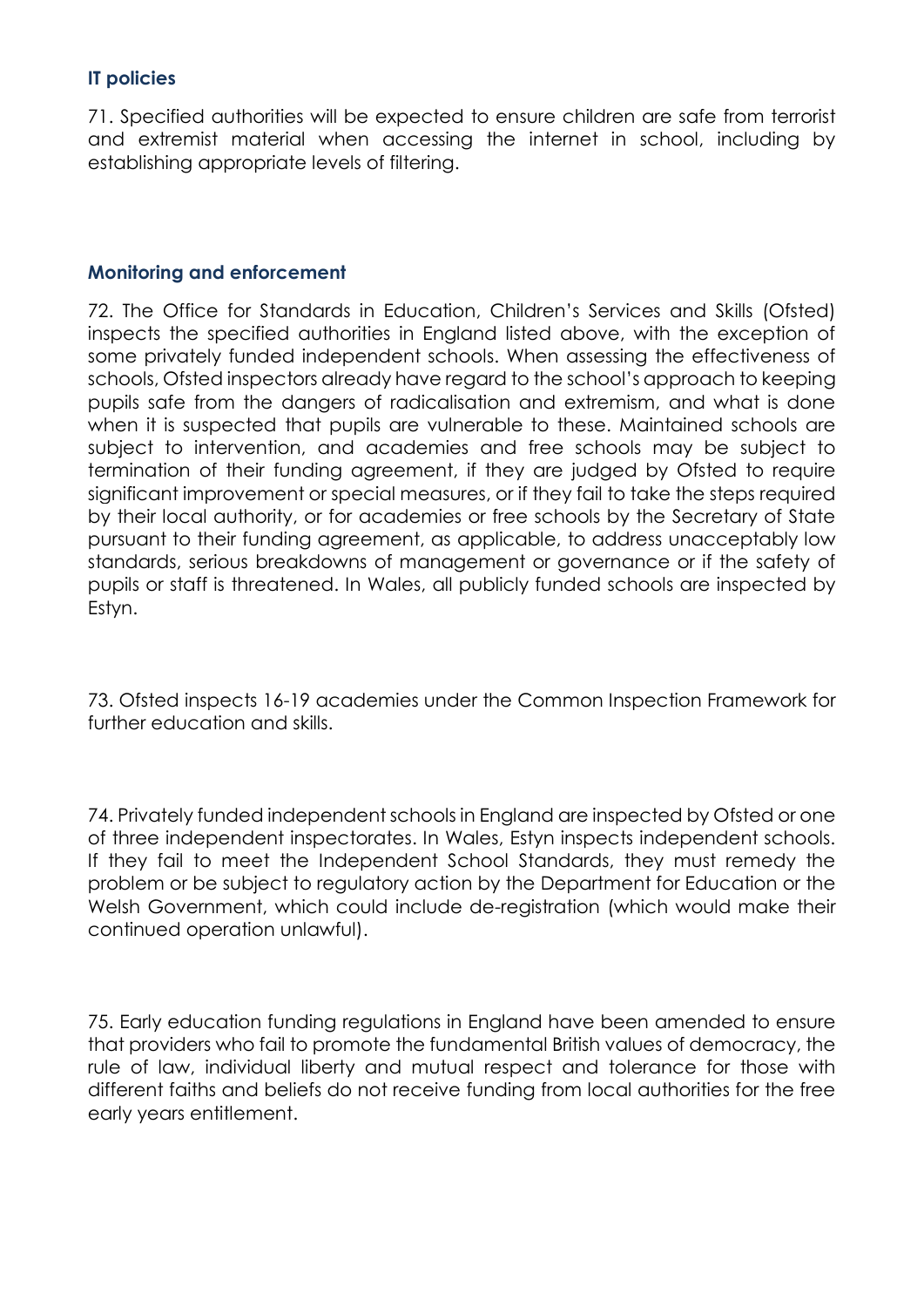### IT policies

71. Specified authorities will be expected to ensure children are safe from terrorist and extremist material when accessing the internet in school, including by establishing appropriate levels of filtering.

### Monitoring and enforcement

72. The Office for Standards in Education, Children's Services and Skills (Ofsted) inspects the specified authorities in England listed above, with the exception of some privately funded independent schools. When assessing the effectiveness of schools, Ofsted inspectors already have regard to the school's approach to keeping pupils safe from the dangers of radicalisation and extremism, and what is done when it is suspected that pupils are vulnerable to these. Maintained schools are subject to intervention, and academies and free schools may be subject to termination of their funding agreement, if they are judged by Ofsted to require significant improvement or special measures, or if they fail to take the steps required by their local authority, or for academies or free schools by the Secretary of State pursuant to their funding agreement, as applicable, to address unacceptably low standards, serious breakdowns of management or governance or if the safety of pupils or staff is threatened. In Wales, all publicly funded schools are inspected by Estyn.

73. Ofsted inspects 16-19 academies under the Common Inspection Framework for further education and skills.

74. Privately funded independent schools in England are inspected by Ofsted or one of three independent inspectorates. In Wales, Estyn inspects independent schools. If they fail to meet the Independent School Standards, they must remedy the problem or be subject to regulatory action by the Department for Education or the Welsh Government, which could include de-registration (which would make their continued operation unlawful).

75. Early education funding regulations in England have been amended to ensure that providers who fail to promote the fundamental British values of democracy, the rule of law, individual liberty and mutual respect and tolerance for those with different faiths and beliefs do not receive funding from local authorities for the free early years entitlement.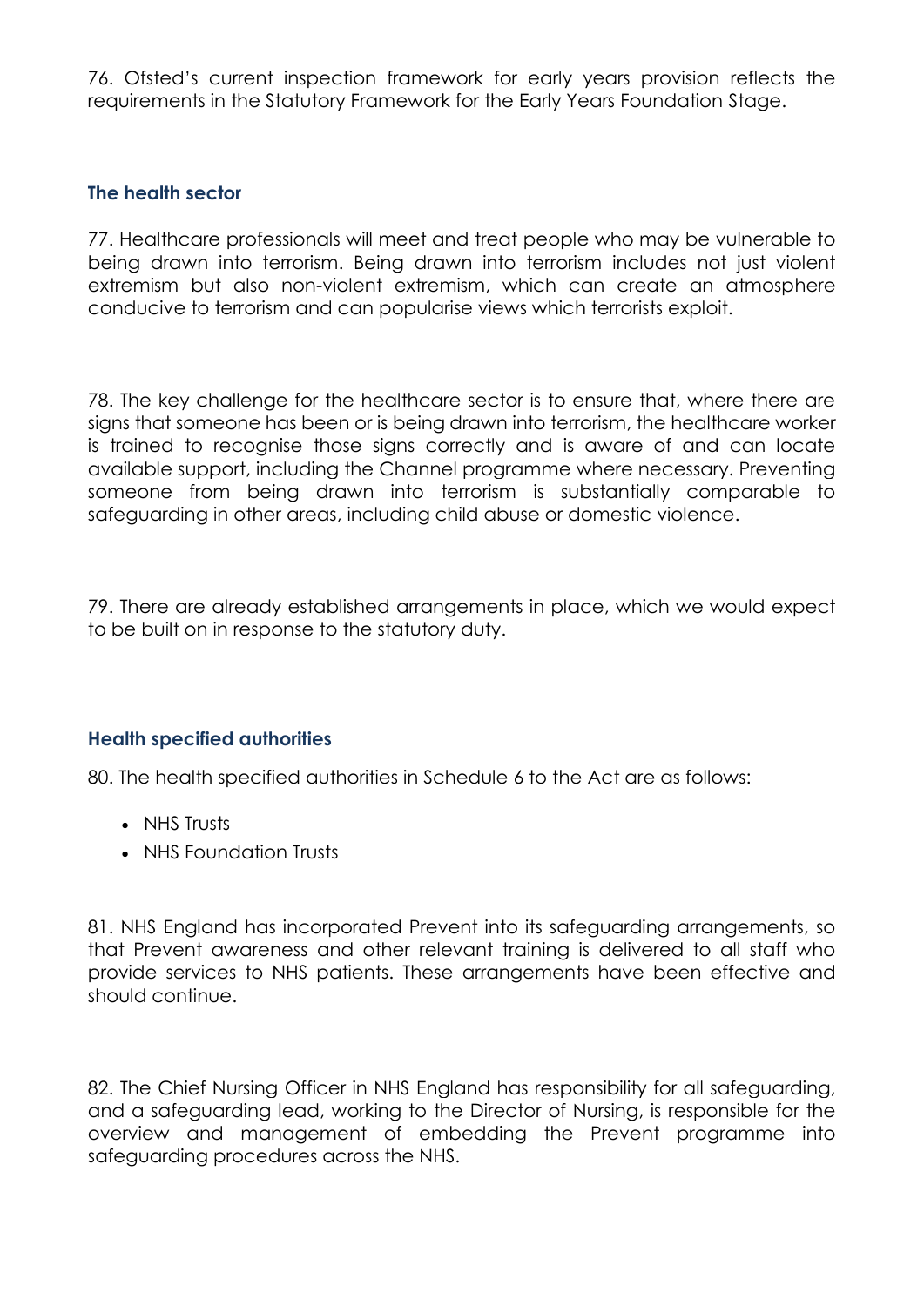76. Ofsted's current inspection framework for early years provision reflects the requirements in the Statutory Framework for the Early Years Foundation Stage.

### The health sector

77. Healthcare professionals will meet and treat people who may be vulnerable to being drawn into terrorism. Being drawn into terrorism includes not just violent extremism but also non-violent extremism, which can create an atmosphere conducive to terrorism and can popularise views which terrorists exploit.

78. The key challenge for the healthcare sector is to ensure that, where there are signs that someone has been or is being drawn into terrorism, the healthcare worker is trained to recognise those signs correctly and is aware of and can locate available support, including the Channel programme where necessary. Preventing someone from being drawn into terrorism is substantially comparable to safeguarding in other areas, including child abuse or domestic violence.

79. There are already established arrangements in place, which we would expect to be built on in response to the statutory duty.

### Health specified authorities

80. The health specified authorities in Schedule 6 to the Act are as follows:

- NHS Trusts
- NHS Foundation Trusts

81. NHS England has incorporated Prevent into its safeguarding arrangements, so that Prevent awareness and other relevant training is delivered to all staff who provide services to NHS patients. These arrangements have been effective and should continue.

82. The Chief Nursing Officer in NHS England has responsibility for all safeguarding, and a safeguarding lead, working to the Director of Nursing, is responsible for the overview and management of embedding the Prevent programme into safeguarding procedures across the NHS.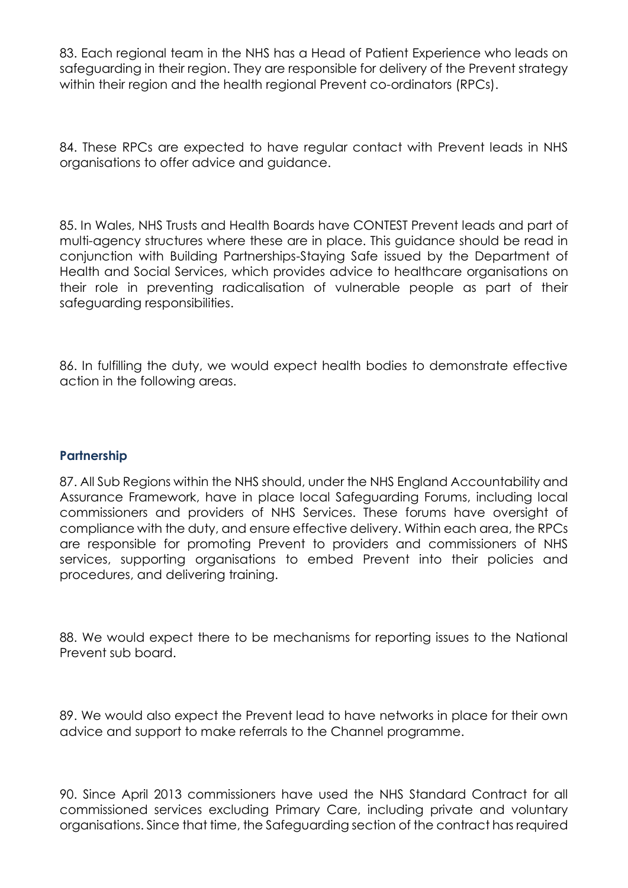83. Each regional team in the NHS has a Head of Patient Experience who leads on safeguarding in their region. They are responsible for delivery of the Prevent strategy within their region and the health regional Prevent co-ordinators (RPCs).

84. These RPCs are expected to have regular contact with Prevent leads in NHS organisations to offer advice and guidance.

85. In Wales, NHS Trusts and Health Boards have CONTEST Prevent leads and part of multi-agency structures where these are in place. This guidance should be read in conjunction with Building Partnerships-Staying Safe issued by the Department of Health and Social Services, which provides advice to healthcare organisations on their role in preventing radicalisation of vulnerable people as part of their safeguarding responsibilities.

86. In fulfilling the duty, we would expect health bodies to demonstrate effective action in the following areas.

### Partnership

87. All Sub Regions within the NHS should, under the NHS England Accountability and Assurance Framework, have in place local Safeguarding Forums, including local commissioners and providers of NHS Services. These forums have oversight of compliance with the duty, and ensure effective delivery. Within each area, the RPCs are responsible for promoting Prevent to providers and commissioners of NHS services, supporting organisations to embed Prevent into their policies and procedures, and delivering training.

88. We would expect there to be mechanisms for reporting issues to the National Prevent sub board.

89. We would also expect the Prevent lead to have networks in place for their own advice and support to make referrals to the Channel programme.

90. Since April 2013 commissioners have used the NHS Standard Contract for all commissioned services excluding Primary Care, including private and voluntary organisations. Since that time, the Safeguarding section of the contract has required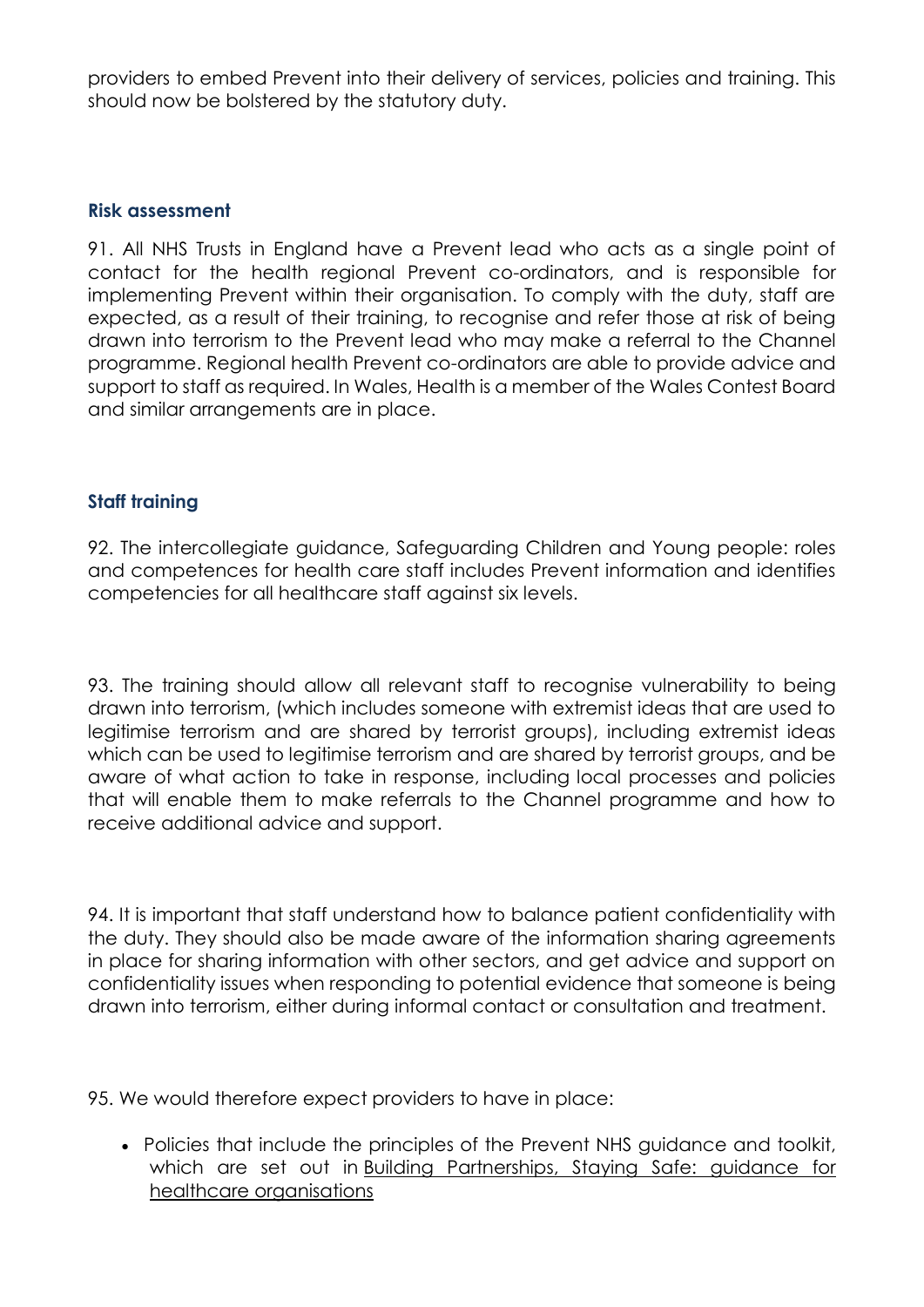providers to embed Prevent into their delivery of services, policies and training. This should now be bolstered by the statutory duty.

### Risk assessment

91. All NHS Trusts in England have a Prevent lead who acts as a single point of contact for the health regional Prevent co-ordinators, and is responsible for implementing Prevent within their organisation. To comply with the duty, staff are expected, as a result of their training, to recognise and refer those at risk of being drawn into terrorism to the Prevent lead who may make a referral to the Channel programme. Regional health Prevent co-ordinators are able to provide advice and support to staff as required. In Wales, Health is a member of the Wales Contest Board and similar arrangements are in place.

### Staff training

92. The intercollegiate guidance, Safeguarding Children and Young people: roles and competences for health care staff includes Prevent information and identifies competencies for all healthcare staff against six levels.

93. The training should allow all relevant staff to recognise vulnerability to being drawn into terrorism, (which includes someone with extremist ideas that are used to legitimise terrorism and are shared by terrorist groups), including extremist ideas which can be used to legitimise terrorism and are shared by terrorist groups, and be aware of what action to take in response, including local processes and policies that will enable them to make referrals to the Channel programme and how to receive additional advice and support.

94. It is important that staff understand how to balance patient confidentiality with the duty. They should also be made aware of the information sharing agreements in place for sharing information with other sectors, and get advice and support on confidentiality issues when responding to potential evidence that someone is being drawn into terrorism, either during informal contact or consultation and treatment.

95. We would therefore expect providers to have in place:

- Policies that include the principles of the Prevent NHS guidance and toolkit, which are set out in Building Partnerships, Staying Safe: guidance for healthcare organisations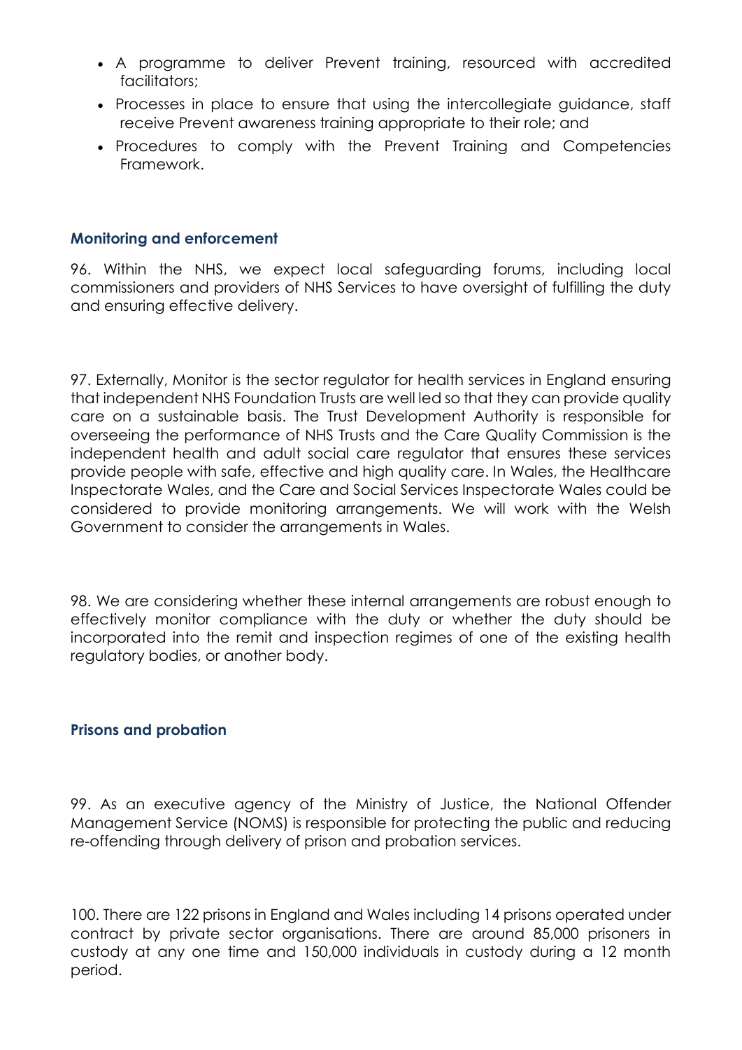- A programme to deliver Prevent training, resourced with accredited facilitators;
- Processes in place to ensure that using the intercollegiate guidance, staff receive Prevent awareness training appropriate to their role; and
- Procedures to comply with the Prevent Training and Competencies Framework.

### Monitoring and enforcement

96. Within the NHS, we expect local safeguarding forums, including local commissioners and providers of NHS Services to have oversight of fulfilling the duty and ensuring effective delivery.

97. Externally, Monitor is the sector regulator for health services in England ensuring that independent NHS Foundation Trusts are well led so that they can provide quality care on a sustainable basis. The Trust Development Authority is responsible for overseeing the performance of NHS Trusts and the Care Quality Commission is the independent health and adult social care regulator that ensures these services provide people with safe, effective and high quality care. In Wales, the Healthcare Inspectorate Wales, and the Care and Social Services Inspectorate Wales could be considered to provide monitoring arrangements. We will work with the Welsh Government to consider the arrangements in Wales.

98. We are considering whether these internal arrangements are robust enough to effectively monitor compliance with the duty or whether the duty should be incorporated into the remit and inspection regimes of one of the existing health regulatory bodies, or another body.

### Prisons and probation

99. As an executive agency of the Ministry of Justice, the National Offender Management Service (NOMS) is responsible for protecting the public and reducing re-offending through delivery of prison and probation services.

100. There are 122 prisons in England and Wales including 14 prisons operated under contract by private sector organisations. There are around 85,000 prisoners in custody at any one time and 150,000 individuals in custody during a 12 month period.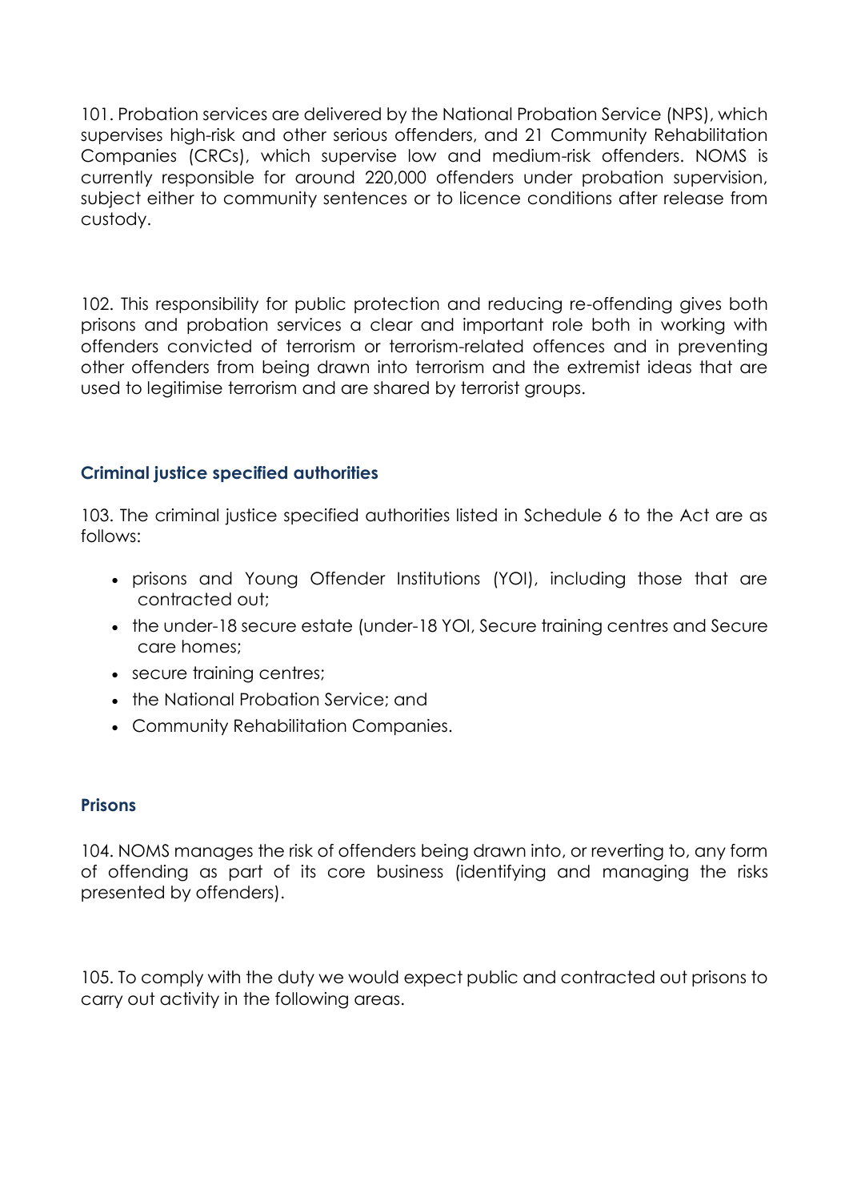101. Probation services are delivered by the National Probation Service (NPS), which supervises high-risk and other serious offenders, and 21 Community Rehabilitation Companies (CRCs), which supervise low and medium-risk offenders. NOMS is currently responsible for around 220,000 offenders under probation supervision, subject either to community sentences or to licence conditions after release from custody.

102. This responsibility for public protection and reducing re-offending gives both prisons and probation services a clear and important role both in working with offenders convicted of terrorism or terrorism-related offences and in preventing other offenders from being drawn into terrorism and the extremist ideas that are used to legitimise terrorism and are shared by terrorist groups.

### Criminal justice specified authorities

103. The criminal justice specified authorities listed in Schedule 6 to the Act are as follows:

- prisons and Young Offender Institutions (YOI), including those that are contracted out;
- the under-18 secure estate (under-18 YOI, Secure training centres and Secure care homes;
- secure training centres;
- the National Probation Service; and
- Community Rehabilitation Companies.

### Prisons

104. NOMS manages the risk of offenders being drawn into, or reverting to, any form of offending as part of its core business (identifying and managing the risks presented by offenders).

105. To comply with the duty we would expect public and contracted out prisons to carry out activity in the following areas.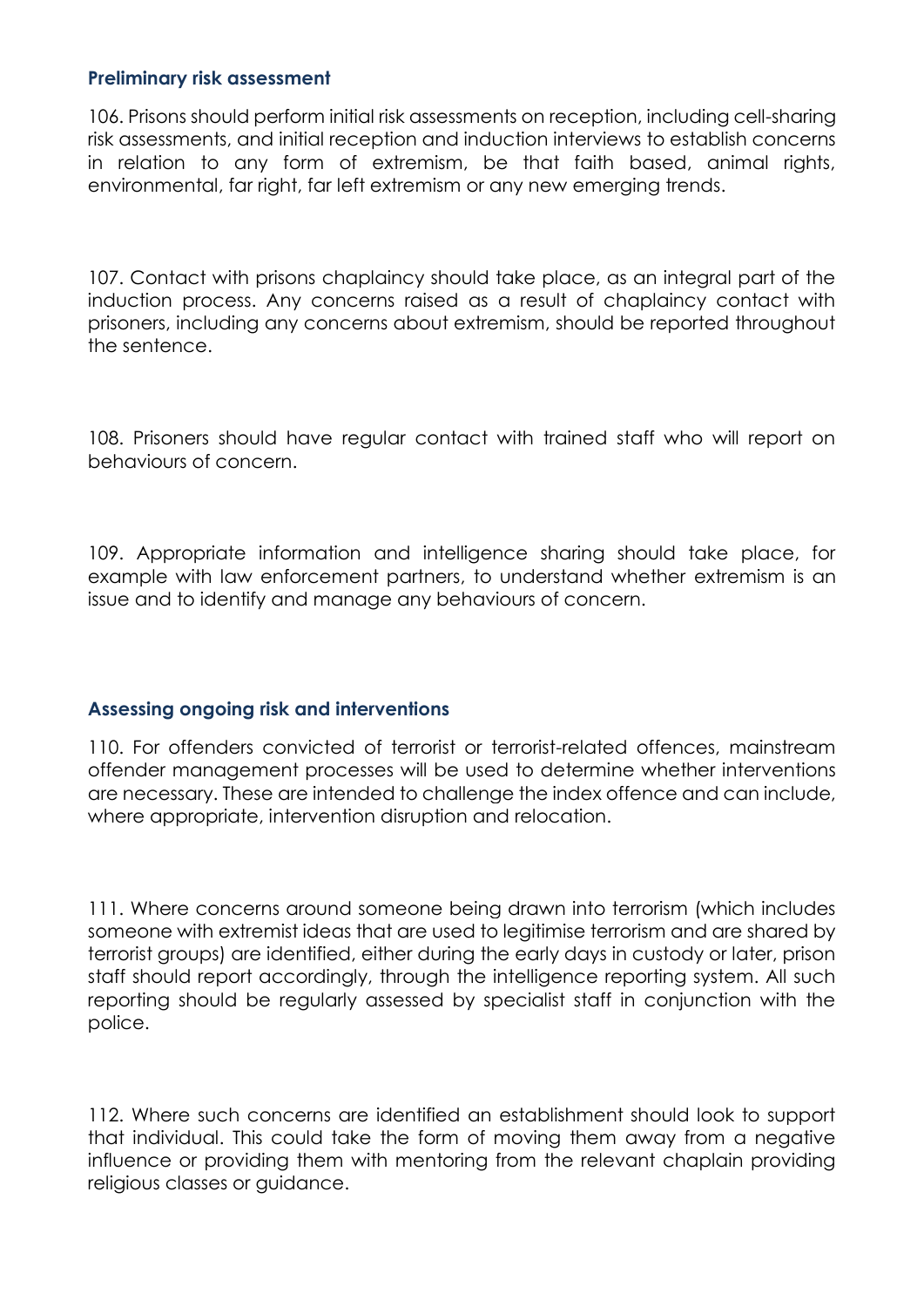### Preliminary risk assessment

106. Prisons should perform initial risk assessments on reception, including cell-sharing risk assessments, and initial reception and induction interviews to establish concerns in relation to any form of extremism, be that faith based, animal rights, environmental, far right, far left extremism or any new emerging trends.

107. Contact with prisons chaplaincy should take place, as an integral part of the induction process. Any concerns raised as a result of chaplaincy contact with prisoners, including any concerns about extremism, should be reported throughout the sentence.

108. Prisoners should have regular contact with trained staff who will report on behaviours of concern.

109. Appropriate information and intelligence sharing should take place, for example with law enforcement partners, to understand whether extremism is an issue and to identify and manage any behaviours of concern.

### Assessing ongoing risk and interventions

110. For offenders convicted of terrorist or terrorist-related offences, mainstream offender management processes will be used to determine whether interventions are necessary. These are intended to challenge the index offence and can include, where appropriate, intervention disruption and relocation.

111. Where concerns around someone being drawn into terrorism (which includes someone with extremist ideas that are used to legitimise terrorism and are shared by terrorist groups) are identified, either during the early days in custody or later, prison staff should report accordingly, through the intelligence reporting system. All such reporting should be regularly assessed by specialist staff in conjunction with the police.

112. Where such concerns are identified an establishment should look to support that individual. This could take the form of moving them away from a negative influence or providing them with mentoring from the relevant chaplain providing religious classes or guidance.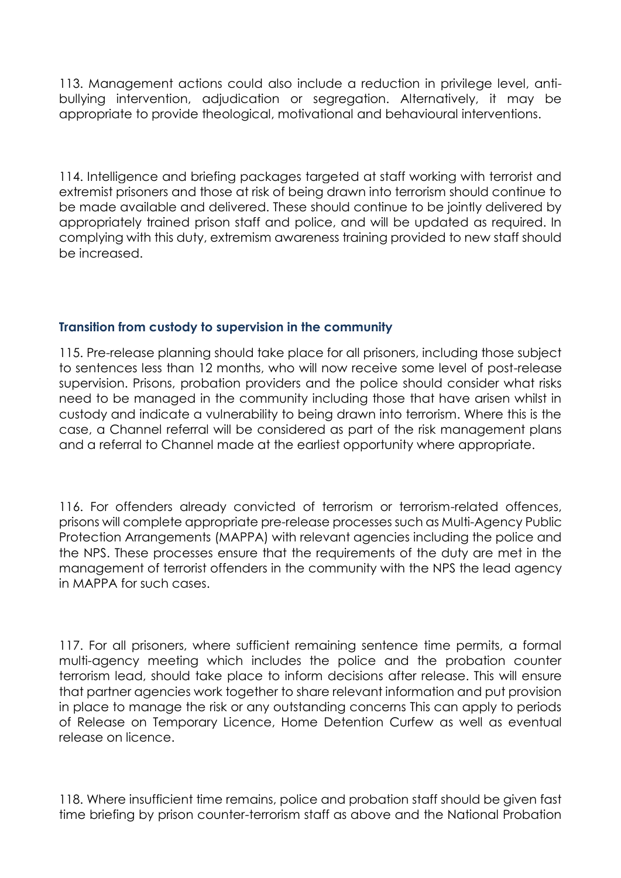113. Management actions could also include a reduction in privilege level, anti-bullying intervention, adjudication or segregation. Alternatively, it may be appropriate to provide theological, motivational and behavioural interventions.

114. Intelligence and briefing packages targeted at staff working with terrorist and extremist prisoners and those at risk of being drawn into terrorism should continue to be made available and delivered. These should continue to be jointly delivered by appropriately trained prison staff and police, and will be updated as required. In complying with this duty, extremism awareness training provided to new staff should be increased.

### Transition from custody to supervision in the community

115. Pre-release planning should take place for all prisoners, including those subject to sentences less than 12 months, who will now receive some level of post-release supervision. Prisons, probation providers and the police should consider what risks need to be managed in the community including those that have arisen whilst in custody and indicate a vulnerability to being drawn into terrorism. Where this is the case, a Channel referral will be considered as part of the risk management plans and a referral to Channel made at the earliest opportunity where appropriate.

116. For offenders already convicted of terrorism or terrorism-related offences, prisons will complete appropriate pre-release processes such as Multi-Agency Public Protection Arrangements (MAPPA) with relevant agencies including the police and the NPS. These processes ensure that the requirements of the duty are met in the management of terrorist offenders in the community with the NPS the lead agency in MAPPA for such cases.

117. For all prisoners, where sufficient remaining sentence time permits, a formal multi-agency meeting which includes the police and the probation counter terrorism lead, should take place to inform decisions after release. This will ensure that partner agencies work together to share relevant information and put provision in place to manage the risk or any outstanding concerns This can apply to periods of Release on Temporary Licence, Home Detention Curfew as well as eventual release on licence.

118. Where insufficient time remains, police and probation staff should be given fast time briefing by prison counter-terrorism staff as above and the National Probation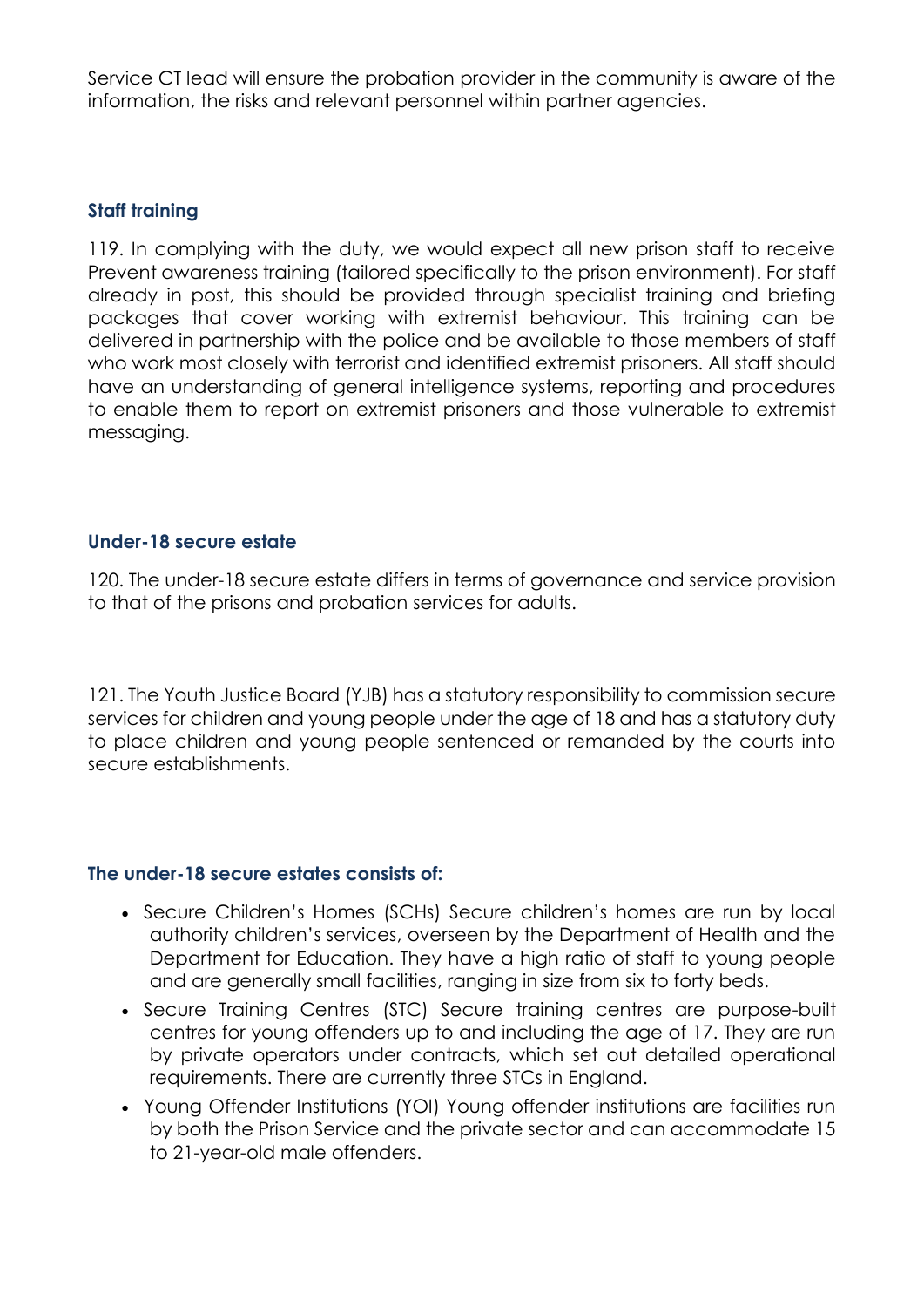Service CT lead will ensure the probation provider in the community is aware of the information, the risks and relevant personnel within partner agencies.

### Staff training

119. In complying with the duty, we would expect all new prison staff to receive Prevent awareness training (tailored specifically to the prison environment). For staff already in post, this should be provided through specialist training and briefing packages that cover working with extremist behaviour. This training can be delivered in partnership with the police and be available to those members of staff who work most closely with terrorist and identified extremist prisoners. All staff should have an understanding of general intelligence systems, reporting and procedures to enable them to report on extremist prisoners and those vulnerable to extremist messaging.

### Under-18 secure estate

120. The under-18 secure estate differs in terms of governance and service provision to that of the prisons and probation services for adults.

121. The Youth Justice Board (YJB) has a statutory responsibility to commission secure services for children and young people under the age of 18 and has a statutory duty to place children and young people sentenced or remanded by the courts into secure establishments.

### The under-18 secure estates consists of:

- Secure Children's Homes (SCHs) Secure children's homes are run by local authority children's services, overseen by the Department of Health and the Department for Education. They have a high ratio of staff to young people and are generally small facilities, ranging in size from six to forty beds.
- Secure Training Centres (STC) Secure training centres are purpose-built centres for young offenders up to and including the age of 17. They are run by private operators under contracts, which set out detailed operational requirements. There are currently three STCs in England.
- Young Offender Institutions (YOI) Young offender institutions are facilities run by both the Prison Service and the private sector and can accommodate 15 to 21-year-old male offenders.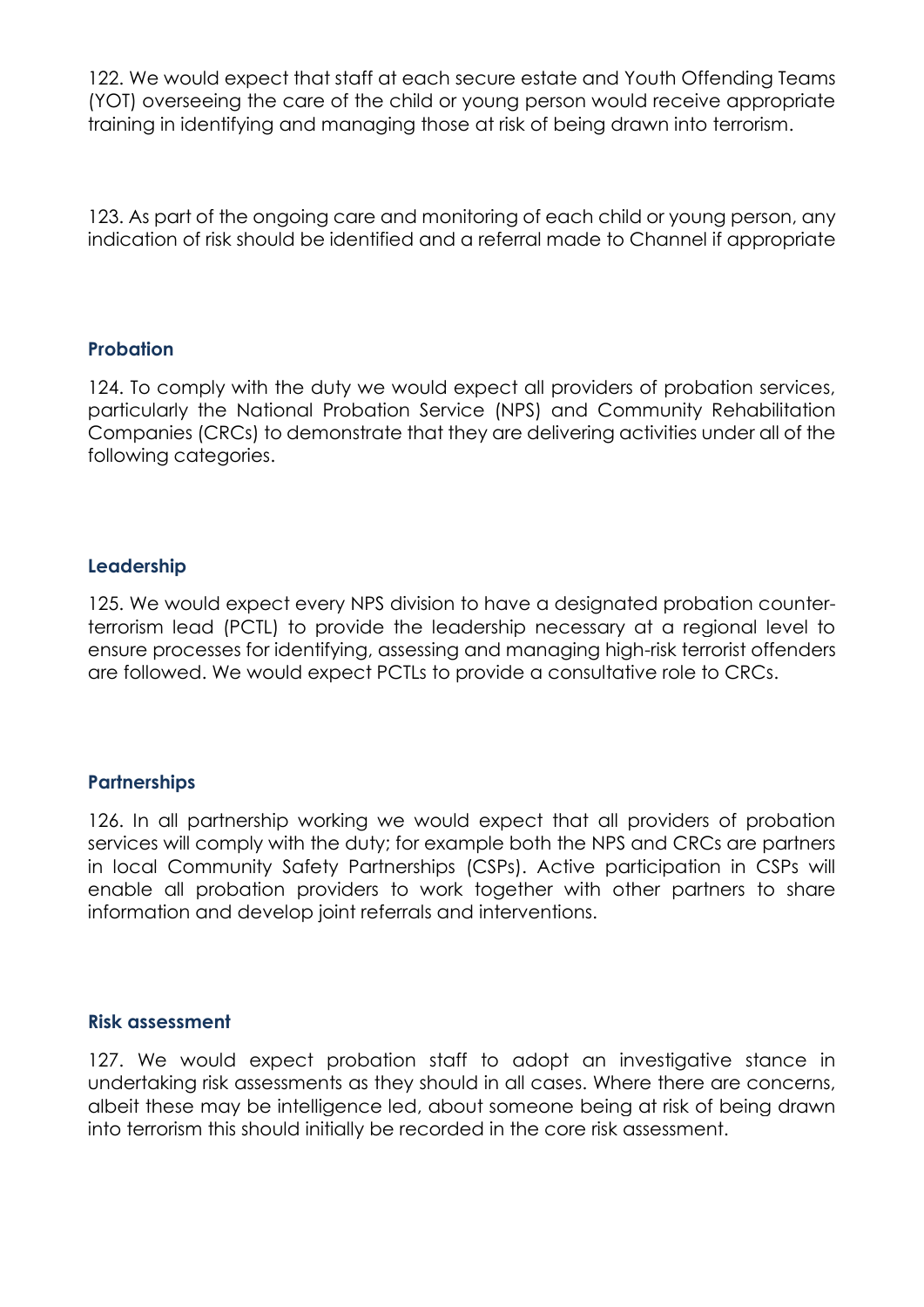122. We would expect that staff at each secure estate and Youth Offending Teams (YOT) overseeing the care of the child or young person would receive appropriate training in identifying and managing those at risk of being drawn into terrorism.

123. As part of the ongoing care and monitoring of each child or young person, any indication of risk should be identified and a referral made to Channel if appropriate

### Probation

124. To comply with the duty we would expect all providers of probation services, particularly the National Probation Service (NPS) and Community Rehabilitation Companies (CRCs) to demonstrate that they are delivering activities under all of the following categories.

### Leadership

125. We would expect every NPS division to have a designated probation counter-terrorism lead (PCTL) to provide the leadership necessary at a regional level to ensure processes for identifying, assessing and managing high-risk terrorist offenders are followed. We would expect PCTLs to provide a consultative role to CRCs.

### Partnerships

126. In all partnership working we would expect that all providers of probation services will comply with the duty; for example both the NPS and CRCs are partners in local Community Safety Partnerships (CSPs). Active participation in CSPs will enable all probation providers to work together with other partners to share information and develop joint referrals and interventions.

### Risk assessment

127. We would expect probation staff to adopt an investigative stance in undertaking risk assessments as they should in all cases. Where there are concerns, albeit these may be intelligence led, about someone being at risk of being drawn into terrorism this should initially be recorded in the core risk assessment.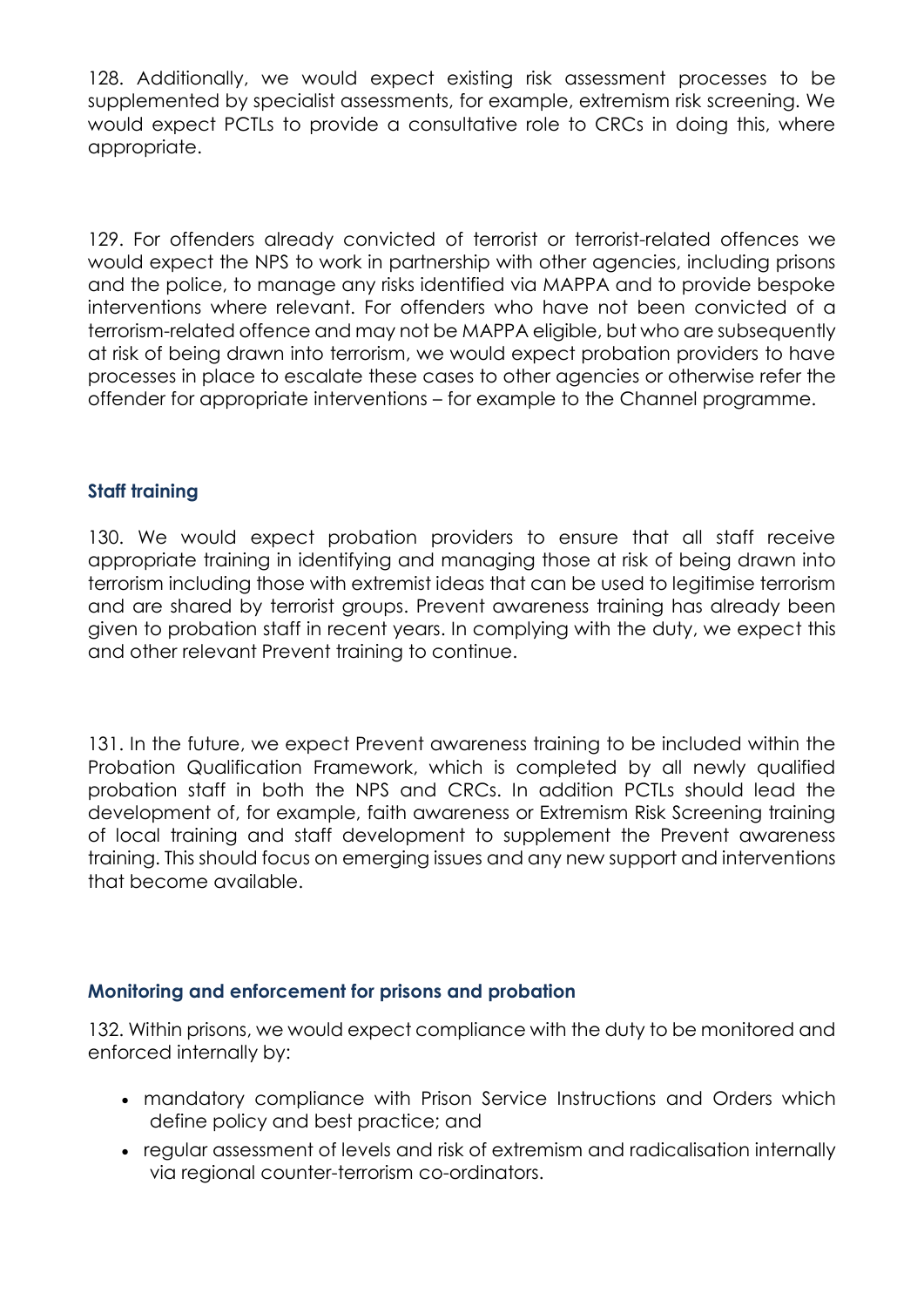128. Additionally, we would expect existing risk assessment processes to be supplemented by specialist assessments, for example, extremism risk screening. We would expect PCTLs to provide a consultative role to CRCs in doing this, where appropriate.

129. For offenders already convicted of terrorist or terrorist-related offences we would expect the NPS to work in partnership with other agencies, including prisons and the police, to manage any risks identified via MAPPA and to provide bespoke interventions where relevant. For offenders who have not been convicted of a terrorism-related offence and may not be MAPPA eligible, but who are subsequently at risk of being drawn into terrorism, we would expect probation providers to have processes in place to escalate these cases to other agencies or otherwise refer the offender for appropriate interventions – for example to the Channel programme.

### Staff training

130. We would expect probation providers to ensure that all staff receive appropriate training in identifying and managing those at risk of being drawn into terrorism including those with extremist ideas that can be used to legitimise terrorism and are shared by terrorist groups. Prevent awareness training has already been given to probation staff in recent years. In complying with the duty, we expect this and other relevant Prevent training to continue.

131. In the future, we expect Prevent awareness training to be included within the Probation Qualification Framework, which is completed by all newly qualified probation staff in both the NPS and CRCs. In addition PCTLs should lead the development of, for example, faith awareness or Extremism Risk Screening training of local training and staff development to supplement the Prevent awareness training. This should focus on emerging issues and any new support and interventions that become available.

### Monitoring and enforcement for prisons and probation

132. Within prisons, we would expect compliance with the duty to be monitored and enforced internally by:

- mandatory compliance with Prison Service Instructions and Orders which define policy and best practice; and
- regular assessment of levels and risk of extremism and radicalisation internally via regional counter-terrorism co-ordinators.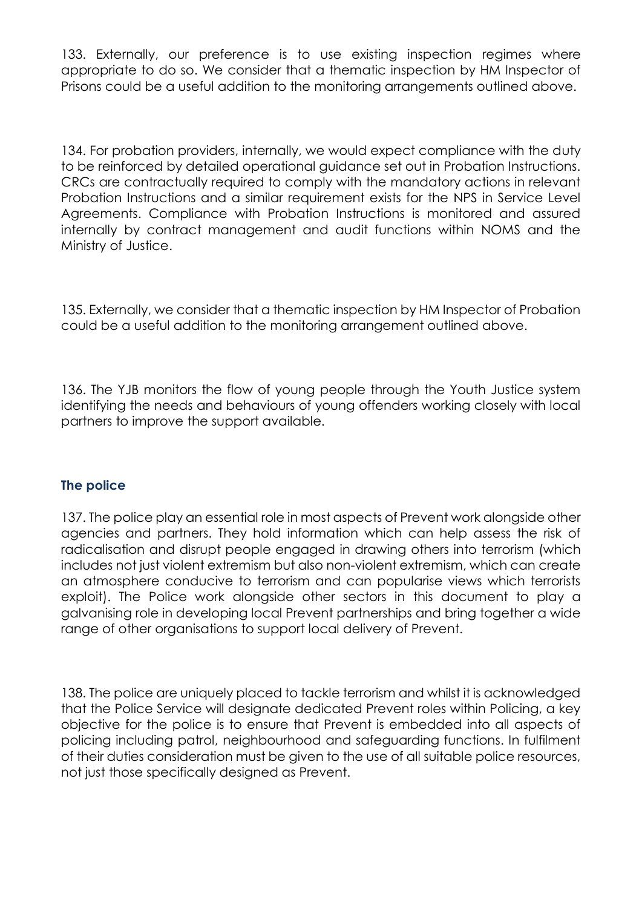133. Externally, our preference is to use existing inspection regimes where appropriate to do so. We consider that a thematic inspection by HM Inspector of Prisons could be a useful addition to the monitoring arrangements outlined above.

134. For probation providers, internally, we would expect compliance with the duty to be reinforced by detailed operational guidance set out in Probation Instructions. CRCs are contractually required to comply with the mandatory actions in relevant Probation Instructions and a similar requirement exists for the NPS in Service Level Agreements. Compliance with Probation Instructions is monitored and assured internally by contract management and audit functions within NOMS and the Ministry of Justice.

135. Externally, we consider that a thematic inspection by HM Inspector of Probation could be a useful addition to the monitoring arrangement outlined above.

136. The YJB monitors the flow of young people through the Youth Justice system identifying the needs and behaviours of young offenders working closely with local partners to improve the support available.

### The police

137. The police play an essential role in most aspects of Prevent work alongside other agencies and partners. They hold information which can help assess the risk of radicalisation and disrupt people engaged in drawing others into terrorism (which includes not just violent extremism but also non-violent extremism, which can create an atmosphere conducive to terrorism and can popularise views which terrorists exploit). The Police work alongside other sectors in this document to play a galvanising role in developing local Prevent partnerships and bring together a wide range of other organisations to support local delivery of Prevent.

138. The police are uniquely placed to tackle terrorism and whilst it is acknowledged that the Police Service will designate dedicated Prevent roles within Policing, a key objective for the police is to ensure that Prevent is embedded into all aspects of policing including patrol, neighbourhood and safeguarding functions. In fulfilment of their duties consideration must be given to the use of all suitable police resources, not just those specifically designed as Prevent.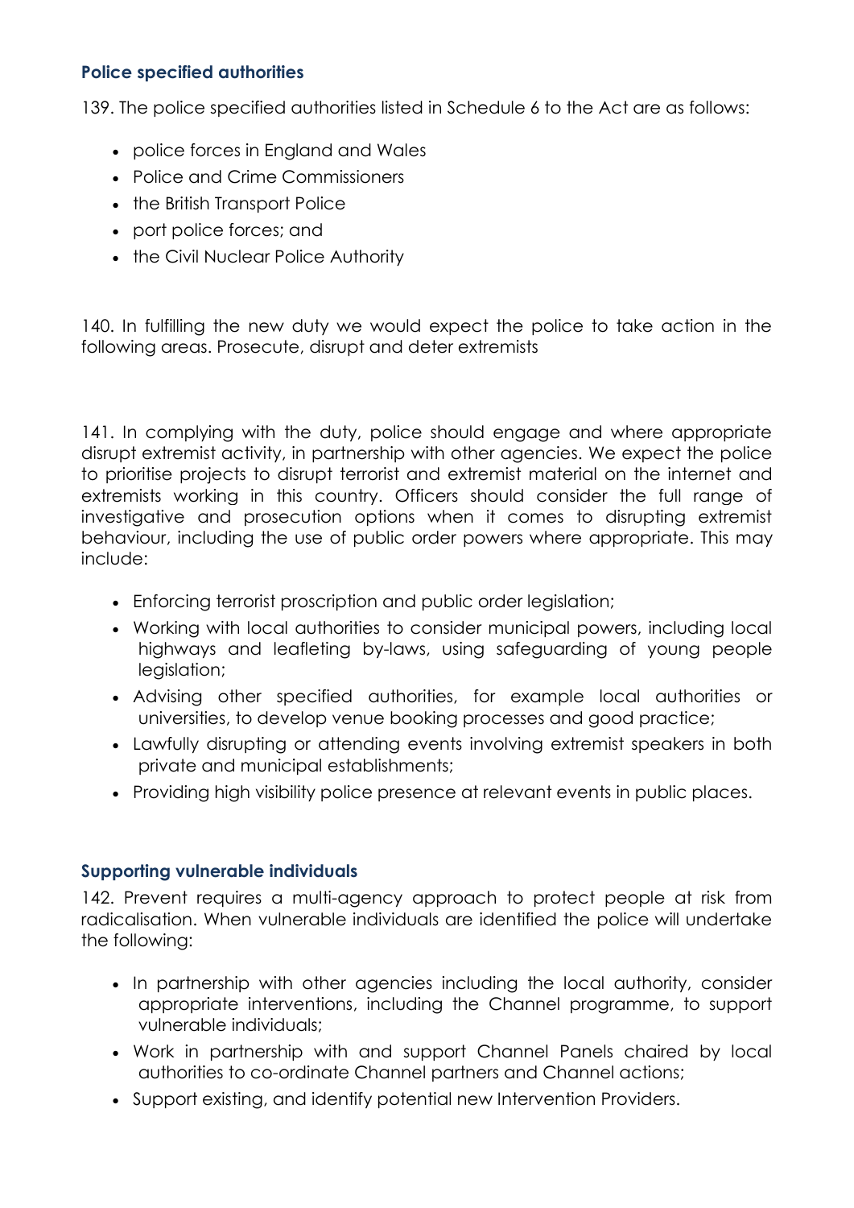### Police specified authorities

139. The police specified authorities listed in Schedule 6 to the Act are as follows:

- police forces in England and Wales
- Police and Crime Commissioners
- the British Transport Police
- port police forces; and
- the Civil Nuclear Police Authority

140. In fulfilling the new duty we would expect the police to take action in the following areas. Prosecute, disrupt and deter extremists

141. In complying with the duty, police should engage and where appropriate disrupt extremist activity, in partnership with other agencies. We expect the police to prioritise projects to disrupt terrorist and extremist material on the internet and extremists working in this country. Officers should consider the full range of investigative and prosecution options when it comes to disrupting extremist behaviour, including the use of public order powers where appropriate. This may include:

- Enforcing terrorist proscription and public order legislation;
- Working with local authorities to consider municipal powers, including local highways and leafleting by-laws, using safeguarding of young people legislation;
- Advising other specified authorities, for example local authorities or universities, to develop venue booking processes and good practice;
- Lawfully disrupting or attending events involving extremist speakers in both private and municipal establishments;
- Providing high visibility police presence at relevant events in public places.

### Supporting vulnerable individuals

142. Prevent requires a multi-agency approach to protect people at risk from radicalisation. When vulnerable individuals are identified the police will undertake the following:

- In partnership with other agencies including the local authority, consider appropriate interventions, including the Channel programme, to support vulnerable individuals;
- Work in partnership with and support Channel Panels chaired by local authorities to co-ordinate Channel partners and Channel actions;
- Support existing, and identify potential new Intervention Providers.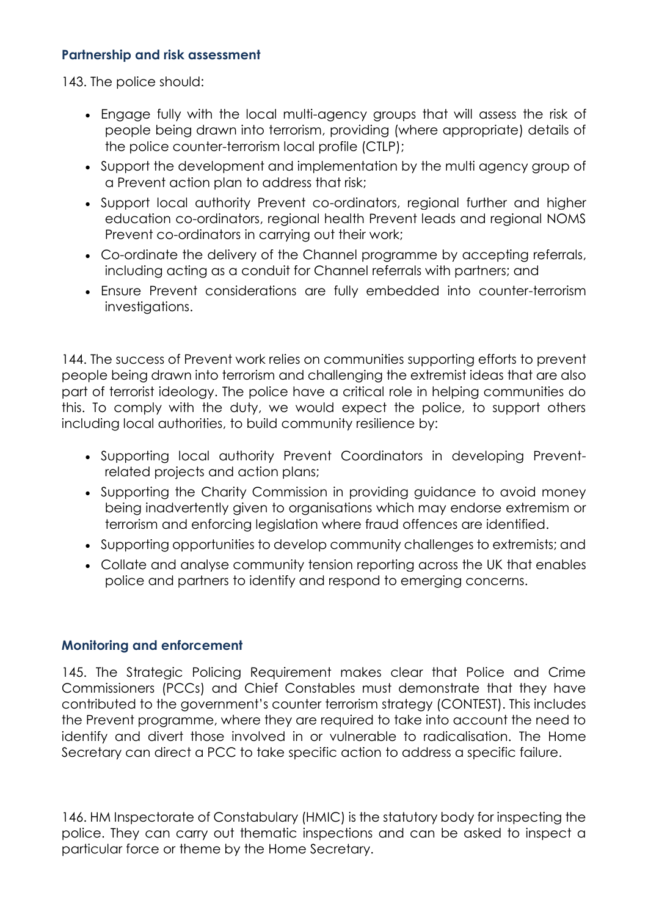### Partnership and risk assessment

143. The police should:

- Engage fully with the local multi-agency groups that will assess the risk of people being drawn into terrorism, providing (where appropriate) details of the police counter-terrorism local profile (CTLP);
- Support the development and implementation by the multi agency group of a Prevent action plan to address that risk;
- Support local authority Prevent co-ordinators, regional further and higher education co-ordinators, regional health Prevent leads and regional NOMS Prevent co-ordinators in carrying out their work;
- Co-ordinate the delivery of the Channel programme by accepting referrals, including acting as a conduit for Channel referrals with partners; and
- Ensure Prevent considerations are fully embedded into counter-terrorism investigations.

144. The success of Prevent work relies on communities supporting efforts to prevent people being drawn into terrorism and challenging the extremist ideas that are also part of terrorist ideology. The police have a critical role in helping communities do this. To comply with the duty, we would expect the police, to support others including local authorities, to build community resilience by:

- Supporting local authority Prevent Coordinators in developing Prevent-related projects and action plans;
- Supporting the Charity Commission in providing guidance to avoid money being inadvertently given to organisations which may endorse extremism or terrorism and enforcing legislation where fraud offences are identified.
- Supporting opportunities to develop community challenges to extremists; and
- Collate and analyse community tension reporting across the UK that enables police and partners to identify and respond to emerging concerns.

### Monitoring and enforcement

145. The Strategic Policing Requirement makes clear that Police and Crime Commissioners (PCCs) and Chief Constables must demonstrate that they have contributed to the government's counter terrorism strategy (CONTEST). This includes the Prevent programme, where they are required to take into account the need to identify and divert those involved in or vulnerable to radicalisation. The Home Secretary can direct a PCC to take specific action to address a specific failure.

146. HM Inspectorate of Constabulary (HMIC) is the statutory body for inspecting the police. They can carry out thematic inspections and can be asked to inspect a particular force or theme by the Home Secretary.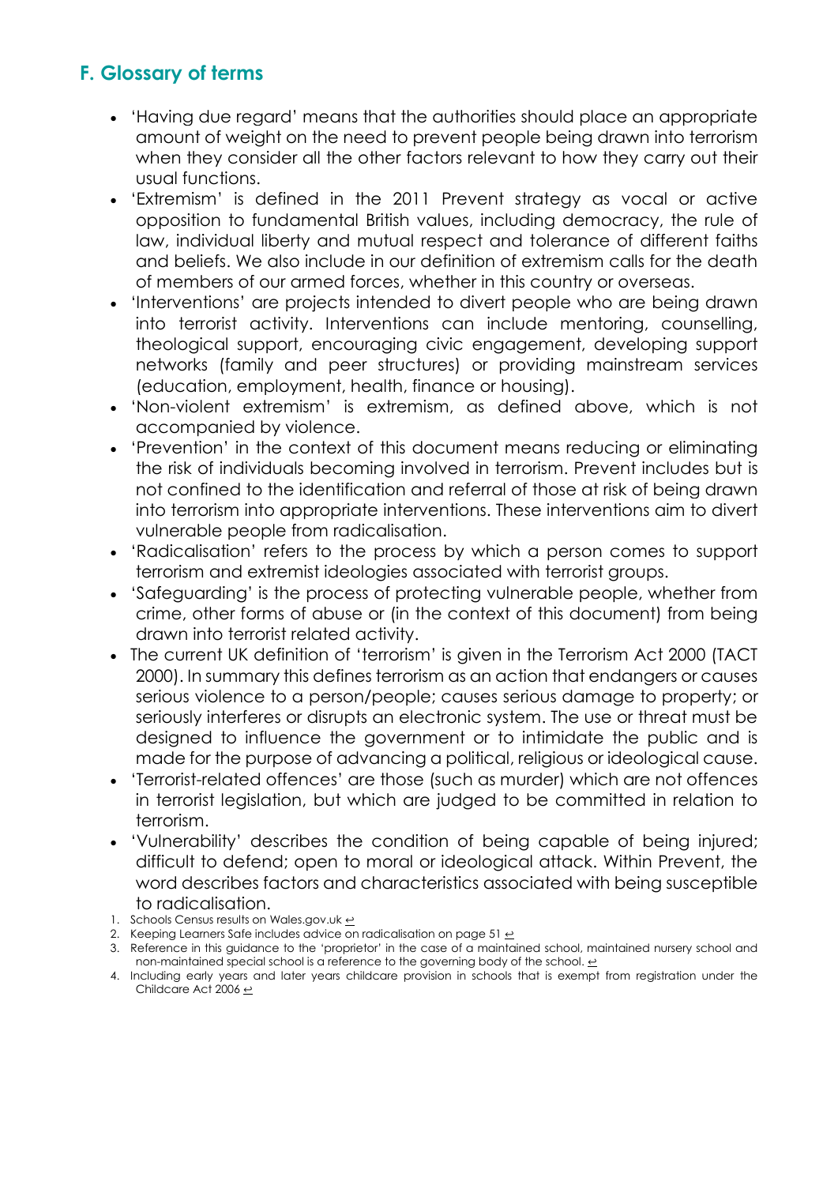## F. Glossary of terms

- 'Having due regard' means that the authorities should place an appropriate amount of weight on the need to prevent people being drawn into terrorism when they consider all the other factors relevant to how they carry out their usual functions.
- 'Extremism' is defined in the 2011 Prevent strategy as vocal or active opposition to fundamental British values, including democracy, the rule of law, individual liberty and mutual respect and tolerance of different faiths and beliefs. We also include in our definition of extremism calls for the death of members of our armed forces, whether in this country or overseas.
- 'Interventions' are projects intended to divert people who are being drawn into terrorist activity. Interventions can include mentoring, counselling, theological support, encouraging civic engagement, developing support networks (family and peer structures) or providing mainstream services (education, employment, health, finance or housing).
- 'Non-violent extremism' is extremism, as defined above, which is not accompanied by violence.
- 'Prevention' in the context of this document means reducing or eliminating the risk of individuals becoming involved in terrorism. Prevent includes but is not confined to the identification and referral of those at risk of being drawn into terrorism into appropriate interventions. These interventions aim to divert vulnerable people from radicalisation.
- 'Radicalisation' refers to the process by which a person comes to support terrorism and extremist ideologies associated with terrorist groups.
- 'Safeguarding' is the process of protecting vulnerable people, whether from crime, other forms of abuse or (in the context of this document) from being drawn into terrorist related activity.
- The current UK definition of 'terrorism' is given in the Terrorism Act 2000 (TACT 2000). In summary this defines terrorism as an action that endangers or causes serious violence to a person/people; causes serious damage to property; or seriously interferes or disrupts an electronic system. The use or threat must be designed to influence the government or to intimidate the public and is made for the purpose of advancing a political, religious or ideological cause.
- 'Terrorist-related offences' are those (such as murder) which are not offences in terrorist legislation, but which are judged to be committed in relation to terrorism.
- 'Vulnerability' describes the condition of being capable of being injured; difficult to defend; open to moral or ideological attack. Within Prevent, the word describes factors and characteristics associated with being susceptible to radicalisation.

1. Schools Census results on Wales.gov.uk ↩
2. Keeping Learners Safe includes advice on radicalisation on page 51 ↩
3. Reference in this guidance to the 'proprietor' in the case of a maintained school, maintained nursery school and non-maintained special school is a reference to the governing body of the school. ↩
4. Including early years and later years childcare provision in schools that is exempt from registration under the Childcare Act 2006 ↩